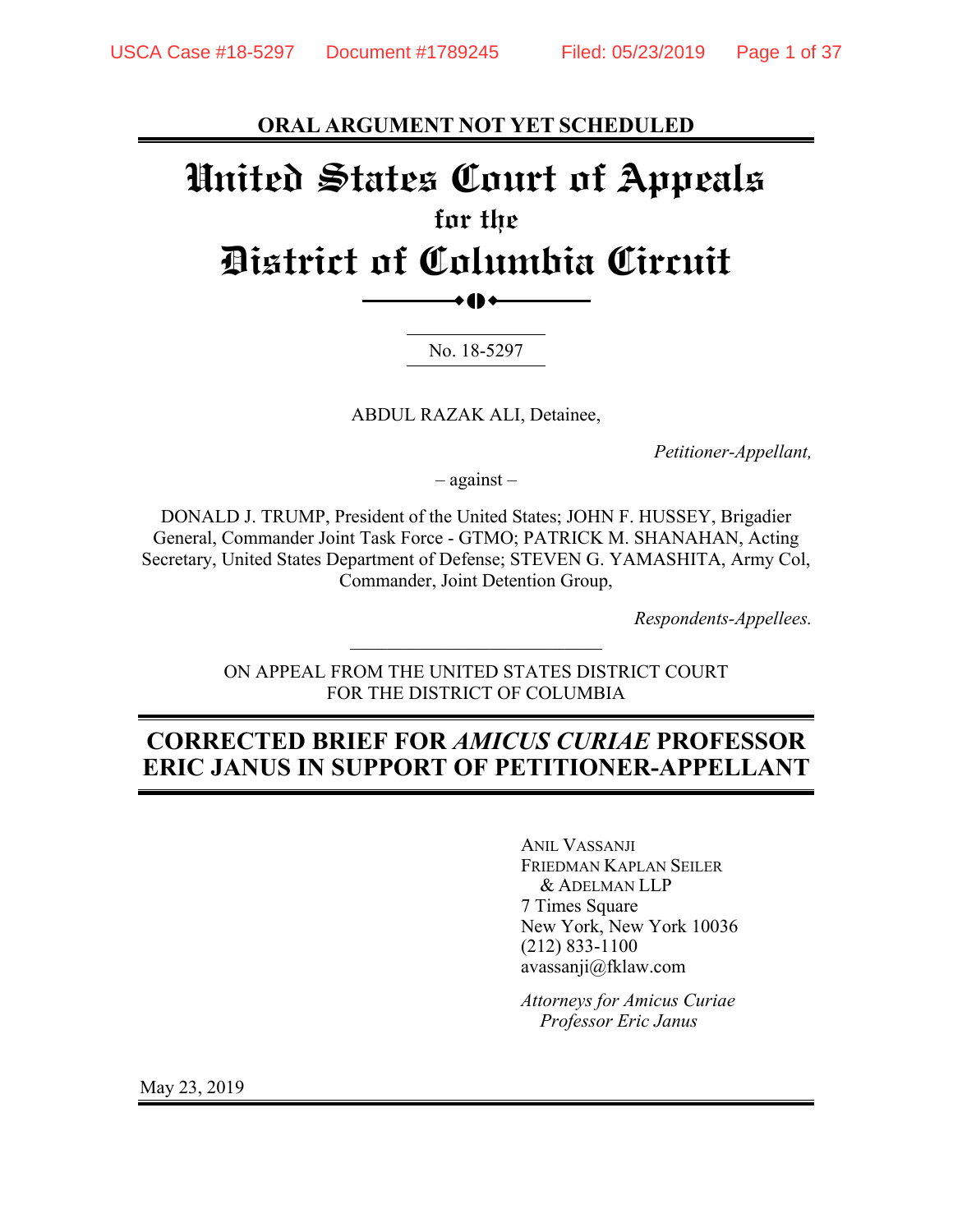**ORAL ARGUMENT NOT YET SCHEDULED**

# United States Court of Appeals
## for the
# District of Columbia Circuit

No. 18-5297

ABDUL RAZAK ALI, Detainee,

*Petitioner-Appellant,*

– against –

DONALD J. TRUMP, President of the United States; JOHN F. HUSSEY, Brigadier General, Commander Joint Task Force - GTMO; PATRICK M. SHANAHAN, Acting Secretary, United States Department of Defense; STEVEN G. YAMASHITA, Army Col, Commander, Joint Detention Group,

*Respondents-Appellees.*

ON APPEAL FROM THE UNITED STATES DISTRICT COURT FOR THE DISTRICT OF COLUMBIA

## CORRECTED BRIEF FOR *AMICUS CURIAE* PROFESSOR ERIC JANUS IN SUPPORT OF PETITIONER-APPELLANT

ANIL VASSANJI
FRIEDMAN KAPLAN SEILER & ADELMAN LLP
7 Times Square
New York, New York 10036
(212) 833-1100
avassanji@fklaw.com

*Attorneys for Amicus Curiae Professor Eric Janus*

May 23, 2019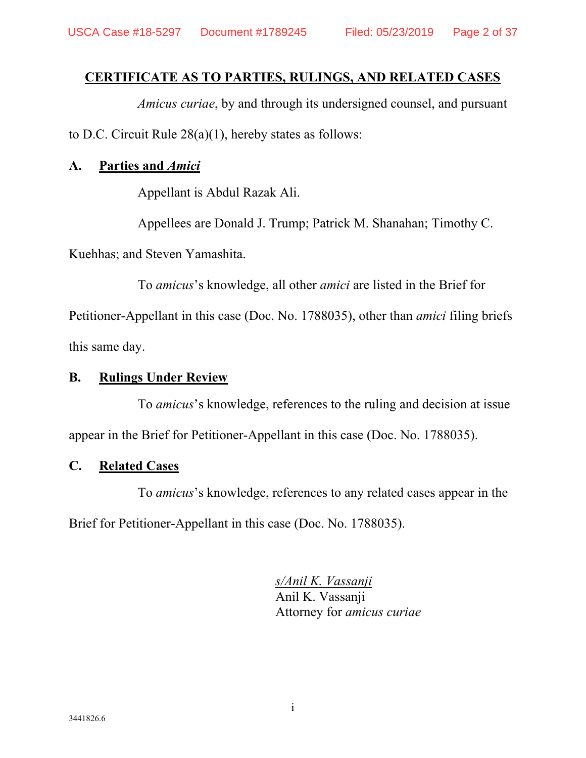## CERTIFICATE AS TO PARTIES, RULINGS, AND RELATED CASES

*Amicus curiae*, by and through its undersigned counsel, and pursuant to D.C. Circuit Rule 28(a)(1), hereby states as follows:

### A. Parties and *Amici*

Appellant is Abdul Razak Ali.

Appellees are Donald J. Trump; Patrick M. Shanahan; Timothy C. Kuehhas; and Steven Yamashita.

To *amicus*'s knowledge, all other *amici* are listed in the Brief for Petitioner-Appellant in this case (Doc. No. 1788035), other than *amici* filing briefs this same day.

### B. Rulings Under Review

To *amicus*'s knowledge, references to the ruling and decision at issue appear in the Brief for Petitioner-Appellant in this case (Doc. No. 1788035).

### C. Related Cases

To *amicus*'s knowledge, references to any related cases appear in the Brief for Petitioner-Appellant in this case (Doc. No. 1788035).

s/Anil K. Vassanji
Anil K. Vassanji
Attorney for *amicus curiae*

3441826.6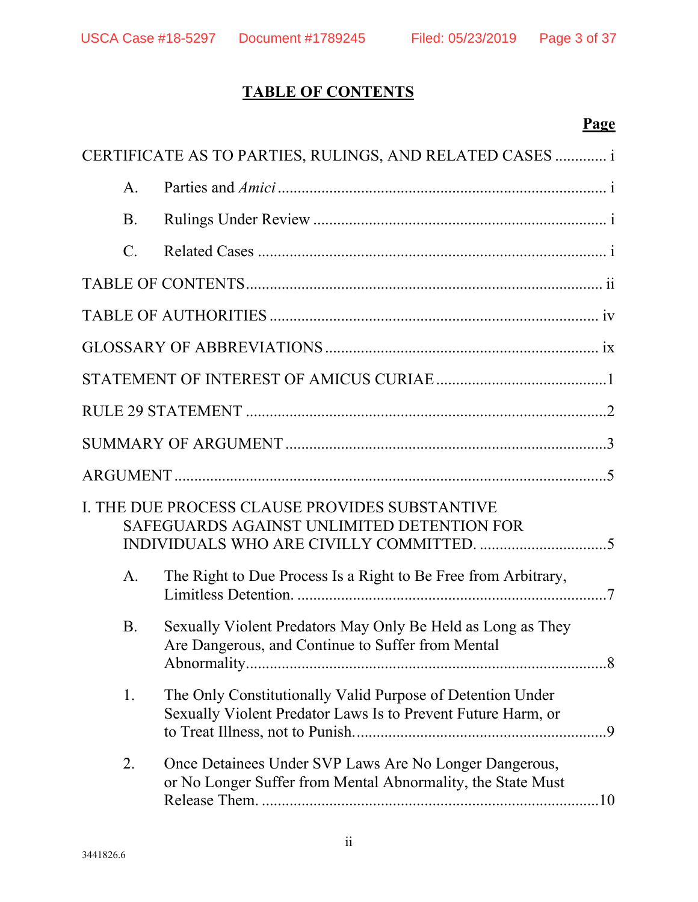# TABLE OF CONTENTS

**Page**

CERTIFICATE AS TO PARTIES, RULINGS, AND RELATED CASES ............. i

A. Parties and *Amici* ................................................................................ i

B. Rulings Under Review ......................................................................... i

C. Related Cases ....................................................................................... i

TABLE OF CONTENTS ......................................................................................... ii

TABLE OF AUTHORITIES .................................................................................. iv

GLOSSARY OF ABBREVIATIONS .................................................................... ix

STATEMENT OF INTEREST OF AMICUS CURIAE ...........................................1

RULE 29 STATEMENT ..........................................................................................2

SUMMARY OF ARGUMENT ................................................................................3

ARGUMENT ............................................................................................................5

I. THE DUE PROCESS CLAUSE PROVIDES SUBSTANTIVE SAFEGUARDS AGAINST UNLIMITED DETENTION FOR INDIVIDUALS WHO ARE CIVILLY COMMITTED. ................................5

A. The Right to Due Process Is a Right to Be Free from Arbitrary, Limitless Detention. .............................................................................7

B. Sexually Violent Predators May Only Be Held as Long as They Are Dangerous, and Continue to Suffer from Mental Abnormality. ........................................................................................8

1. The Only Constitutionally Valid Purpose of Detention Under Sexually Violent Predator Laws Is to Prevent Future Harm, or to Treat Illness, not to Punish. ..............................................................9

2. Once Detainees Under SVP Laws Are No Longer Dangerous, or No Longer Suffer from Mental Abnormality, the State Must Release Them. ....................................................................................10

3441826.6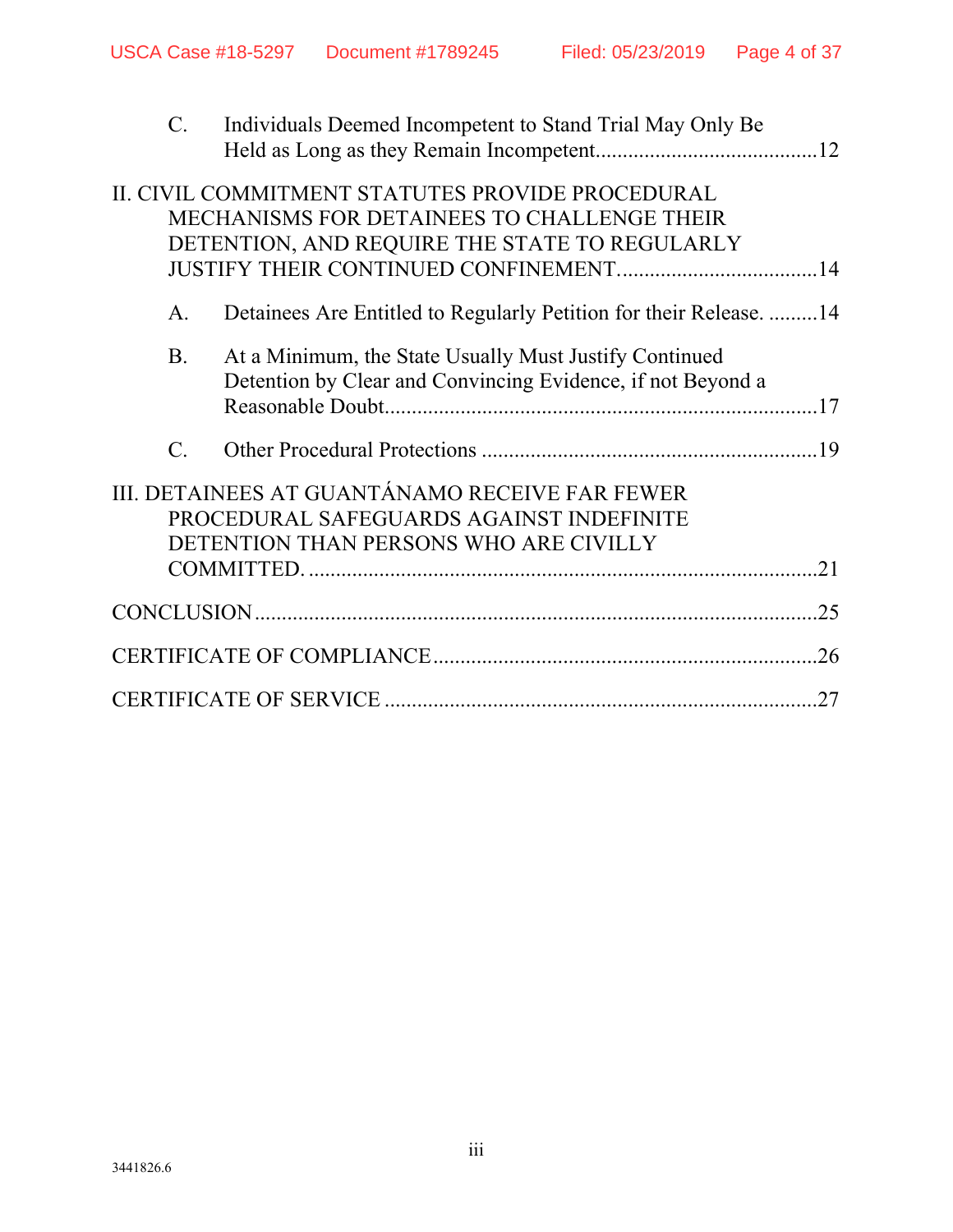C. Individuals Deemed Incompetent to Stand Trial May Only Be Held as Long as they Remain Incompetent ........................................ 12

II. CIVIL COMMITMENT STATUTES PROVIDE PROCEDURAL MECHANISMS FOR DETAINEES TO CHALLENGE THEIR DETENTION, AND REQUIRE THE STATE TO REGULARLY JUSTIFY THEIR CONTINUED CONFINEMENT .................................... 14

A. Detainees Are Entitled to Regularly Petition for their Release. ......... 14

B. At a Minimum, the State Usually Must Justify Continued Detention by Clear and Convincing Evidence, if not Beyond a Reasonable Doubt ................................................................................ 17

C. Other Procedural Protections ............................................................ 19

III. DETAINEES AT GUANTÁNAMO RECEIVE FAR FEWER PROCEDURAL SAFEGUARDS AGAINST INDEFINITE DETENTION THAN PERSONS WHO ARE CIVILLY COMMITTED. ........................................................................................ 21

CONCLUSION ........................................................................................ 25

CERTIFICATE OF COMPLIANCE ....................................................................... 26

CERTIFICATE OF SERVICE ................................................................................ 27

3441826.6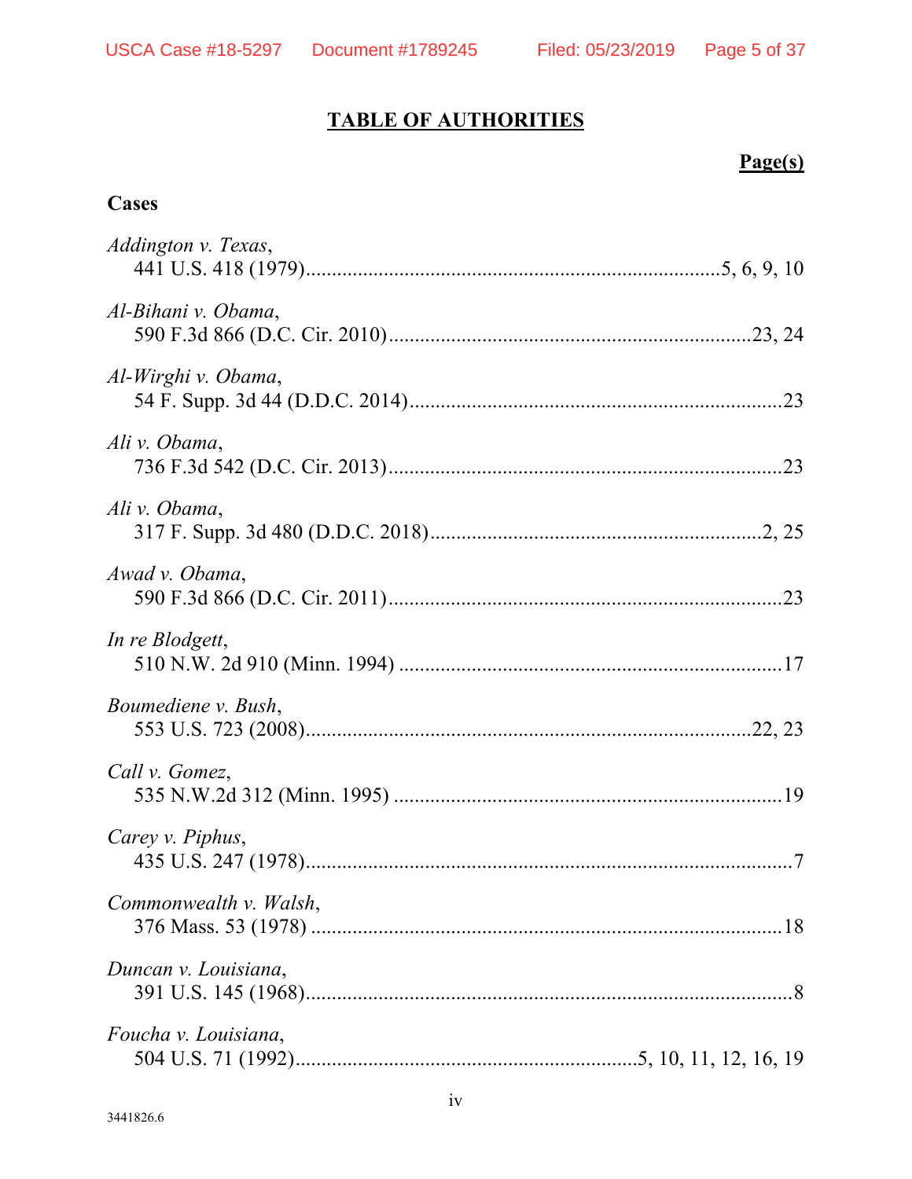## TABLE OF AUTHORITIES

**Page(s)**

### Cases

*Addington v. Texas*,
441 U.S. 418 (1979)....................................................5, 6, 9, 10

*Al-Bihani v. Obama*,
590 F.3d 866 (D.C. Cir. 2010)....................................................23, 24

*Al-Wirghi v. Obama*,
54 F. Supp. 3d 44 (D.D.C. 2014)....................................................23

*Ali v. Obama*,
736 F.3d 542 (D.C. Cir. 2013)....................................................23

*Ali v. Obama*,
317 F. Supp. 3d 480 (D.D.C. 2018)....................................................2, 25

*Awad v. Obama*,
590 F.3d 866 (D.C. Cir. 2011)....................................................23

*In re Blodgett*,
510 N.W. 2d 910 (Minn. 1994) ....................................................17

*Boumediene v. Bush*,
553 U.S. 723 (2008)....................................................22, 23

*Call v. Gomez*,
535 N.W.2d 312 (Minn. 1995) ....................................................19

*Carey v. Piphus*,
435 U.S. 247 (1978)....................................................7

*Commonwealth v. Walsh*,
376 Mass. 53 (1978) ....................................................18

*Duncan v. Louisiana*,
391 U.S. 145 (1968)....................................................8

*Foucha v. Louisiana*,
504 U.S. 71 (1992)....................................................5, 10, 11, 12, 16, 19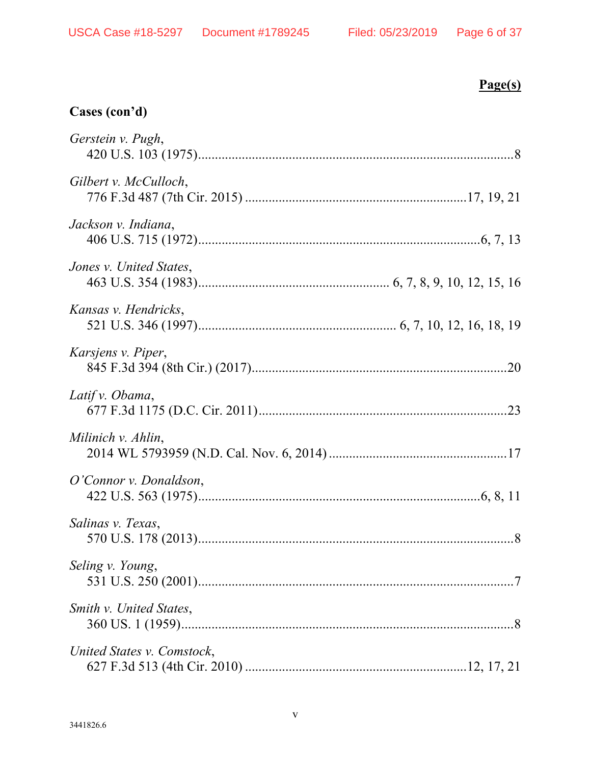**Page(s)**

**Cases (con'd)**

*Gerstein v. Pugh*,
420 U.S. 103 (1975)....................................................................................8

*Gilbert v. McCulloch*,
776 F.3d 487 (7th Cir. 2015) ..................................................................17, 19, 21

*Jackson v. Indiana*,
406 U.S. 715 (1972)...........................................................................6, 7, 13

*Jones v. United States*,
463 U.S. 354 (1983).......................................................... 6, 7, 8, 9, 10, 12, 15, 16

*Kansas v. Hendricks*,
521 U.S. 346 (1997)........................................................... 6, 7, 10, 12, 16, 18, 19

*Karsjens v. Piper*,
845 F.3d 394 (8th Cir.) (2017).....................................................................20

*Latif v. Obama*,
677 F.3d 1175 (D.C. Cir. 2011)....................................................................23

*Milinich v. Ahlin*,
2014 WL 5793959 (N.D. Cal. Nov. 6, 2014) ......................................................17

*O'Connor v. Donaldson*,
422 U.S. 563 (1975)...........................................................................6, 8, 11

*Salinas v. Texas*,
570 U.S. 178 (2013)....................................................................................8

*Seling v. Young*,
531 U.S. 250 (2001)....................................................................................7

*Smith v. United States*,
360 US. 1 (1959).......................................................................................8

*United States v. Comstock*,
627 F.3d 513 (4th Cir. 2010) ..................................................................12, 17, 21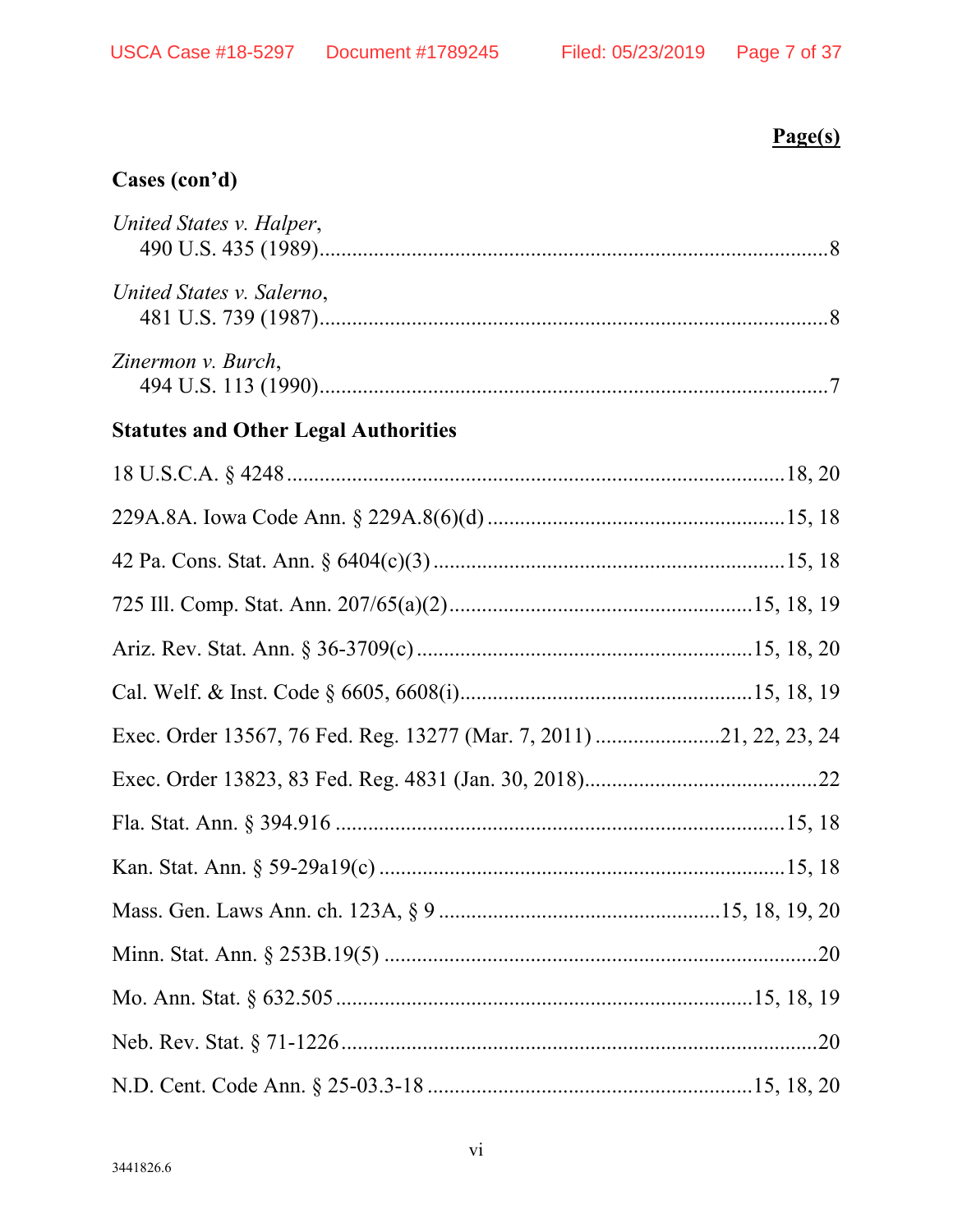**Page(s)**

**Cases (con'd)**

*United States v. Halper*,
490 U.S. 435 (1989)....................................................................................8

*United States v. Salerno*,
481 U.S. 739 (1987)....................................................................................8

*Zinermon v. Burch*,
494 U.S. 113 (1990)....................................................................................7

**Statutes and Other Legal Authorities**

18 U.S.C.A. § 4248....................................................................................18, 20

229A.8A. Iowa Code Ann. § 229A.8(6)(d)....................................................15, 18

42 Pa. Cons. Stat. Ann. § 6404(c)(3)............................................................15, 18

725 Ill. Comp. Stat. Ann. 207/65(a)(2)......................................................15, 18, 19

Ariz. Rev. Stat. Ann. § 36-3709(c)............................................................15, 18, 20

Cal. Welf. & Inst. Code § 6605, 6608(i)....................................................15, 18, 19

Exec. Order 13567, 76 Fed. Reg. 13277 (Mar. 7, 2011)....................21, 22, 23, 24

Exec. Order 13823, 83 Fed. Reg. 4831 (Jan. 30, 2018)......................................22

Fla. Stat. Ann. § 394.916............................................................................15, 18

Kan. Stat. Ann. § 59-29a19(c)....................................................................15, 18

Mass. Gen. Laws Ann. ch. 123A, § 9.....................................................15, 18, 19, 20

Minn. Stat. Ann. § 253B.19(5).........................................................................20

Mo. Ann. Stat. § 632.505.........................................................................15, 18, 19

Neb. Rev. Stat. § 71-1226..............................................................................20

N.D. Cent. Code Ann. § 25-03.3-18..........................................................15, 18, 20

3441826.6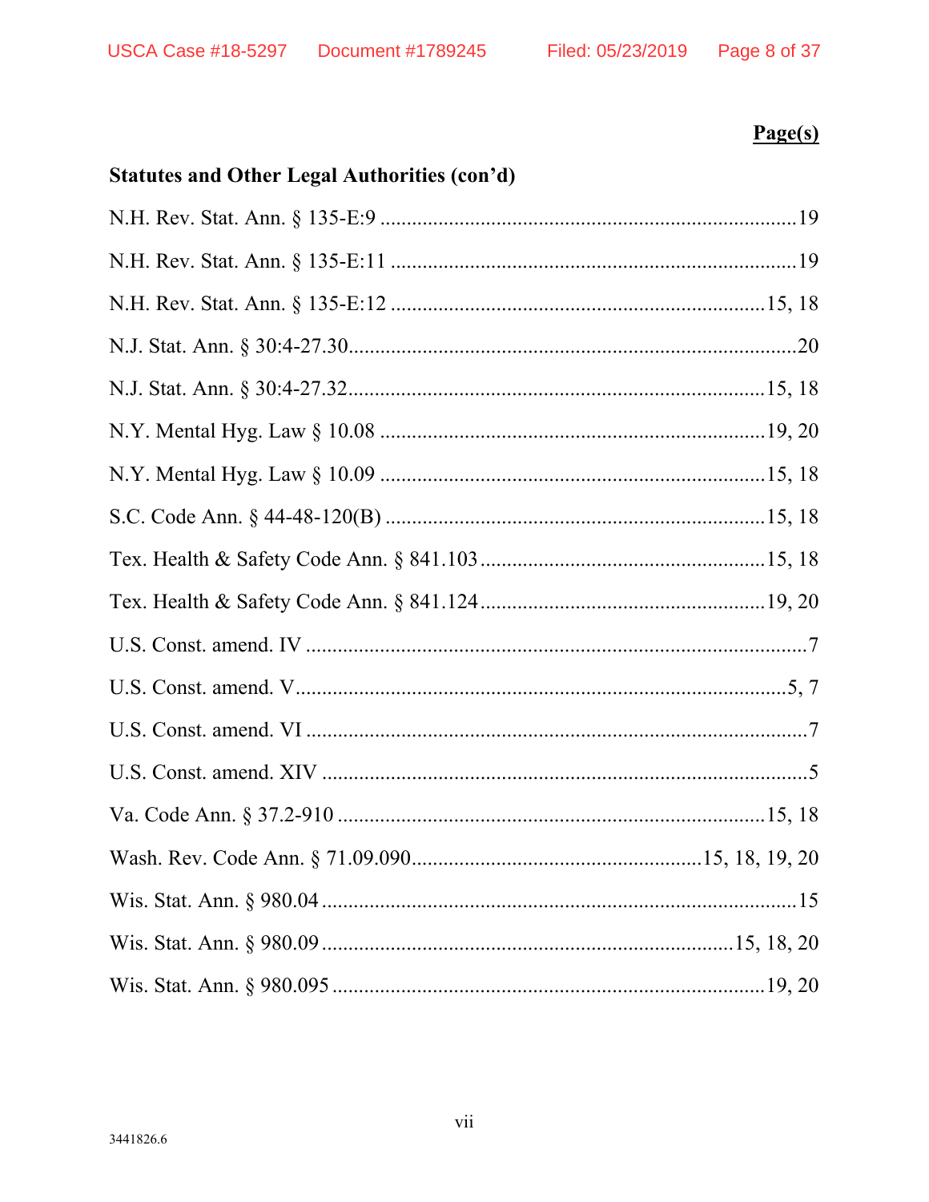**Page(s)**

**Statutes and Other Legal Authorities (con'd)**

N.H. Rev. Stat. Ann. § 135-E:9 ..................................................................19

N.H. Rev. Stat. Ann. § 135-E:11 ................................................................19

N.H. Rev. Stat. Ann. § 135-E:12 ..........................................................15, 18

N.J. Stat. Ann. § 30:4-27.30.......................................................................20

N.J. Stat. Ann. § 30:4-27.32..................................................................15, 18

N.Y. Mental Hyg. Law § 10.08 ............................................................19, 20

N.Y. Mental Hyg. Law § 10.09 ............................................................15, 18

S.C. Code Ann. § 44-48-120(B) ..........................................................15, 18

Tex. Health & Safety Code Ann. § 841.103 .........................................15, 18

Tex. Health & Safety Code Ann. § 841.124 .........................................19, 20

U.S. Const. amend. IV ...................................................................................7

U.S. Const. amend. V................................................................................5, 7

U.S. Const. amend. VI ...................................................................................7

U.S. Const. amend. XIV ................................................................................5

Va. Code Ann. § 37.2-910 ....................................................................15, 18

Wash. Rev. Code Ann. § 71.09.090.......................................................15, 18, 19, 20

Wis. Stat. Ann. § 980.04 ...............................................................................15

Wis. Stat. Ann. § 980.09 ..................................................................15, 18, 20

Wis. Stat. Ann. § 980.095 ....................................................................19, 20

3441826.6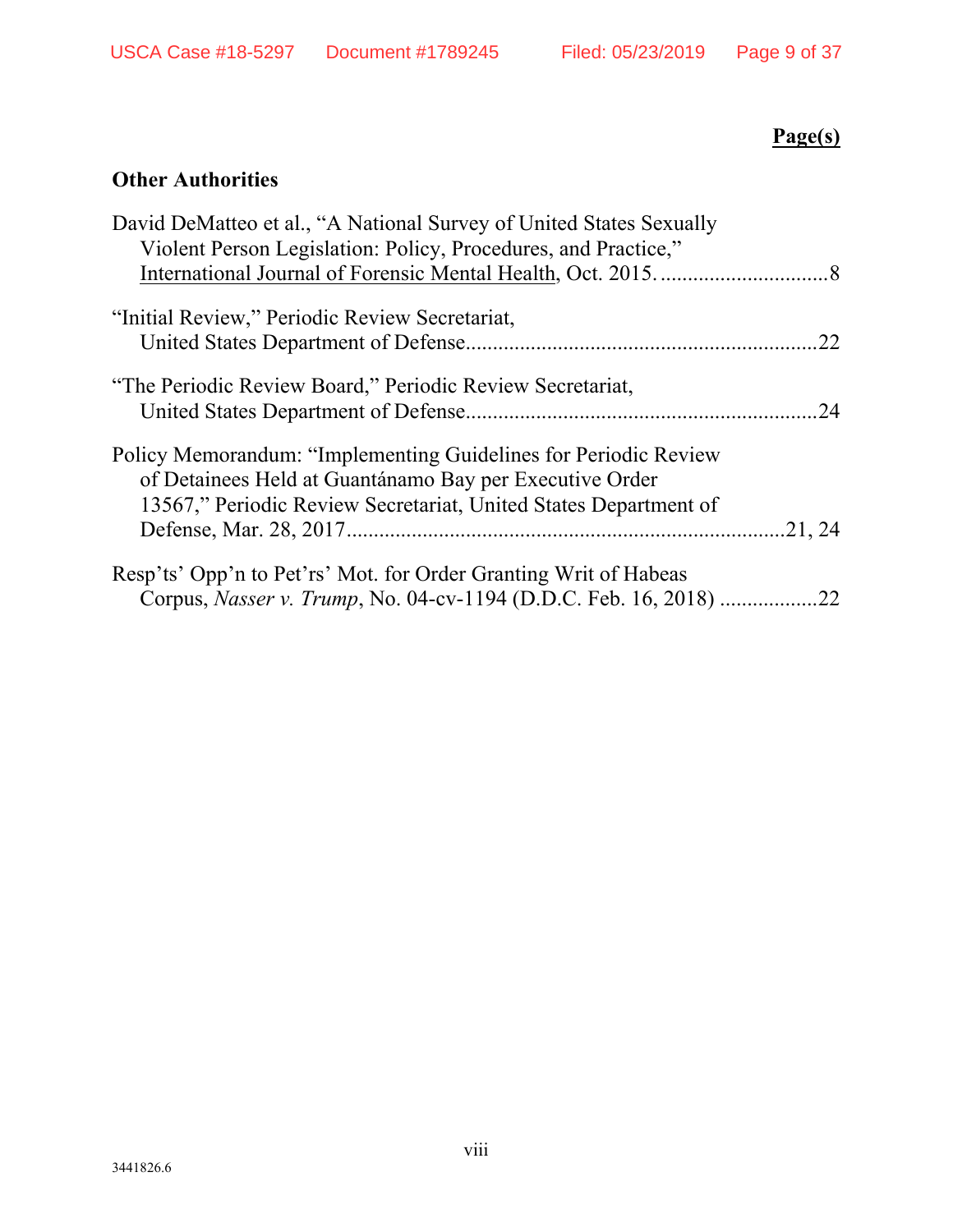**Page(s)**

**Other Authorities**

David DeMatteo et al., "A National Survey of United States Sexually Violent Person Legislation: Policy, Procedures, and Practice," International Journal of Forensic Mental Health, Oct. 2015. ............................... 8

"Initial Review," Periodic Review Secretariat, United States Department of Defense................................................................22

"The Periodic Review Board," Periodic Review Secretariat, United States Department of Defense................................................................24

Policy Memorandum: "Implementing Guidelines for Periodic Review of Detainees Held at Guantánamo Bay per Executive Order 13567," Periodic Review Secretariat, United States Department of Defense, Mar. 28, 2017................................................................21, 24

Resp'ts' Opp'n to Pet'rs' Mot. for Order Granting Writ of Habeas Corpus, *Nasser v. Trump*, No. 04-cv-1194 (D.D.C. Feb. 16, 2018) ..................22

3441826.6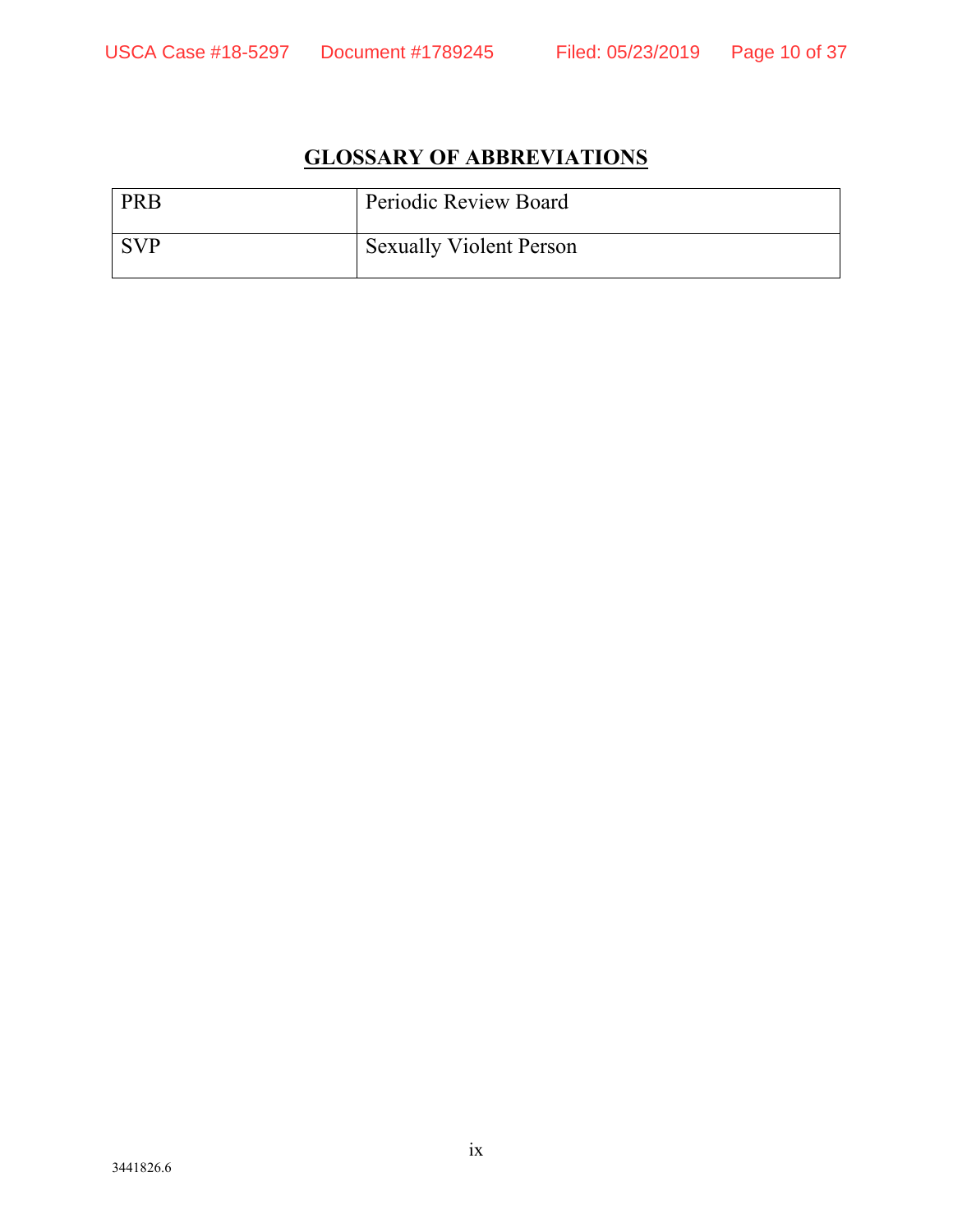## GLOSSARY OF ABBREVIATIONS

| | |
|---|---|
| PRB | Periodic Review Board |
| SVP | Sexually Violent Person |

3441826.6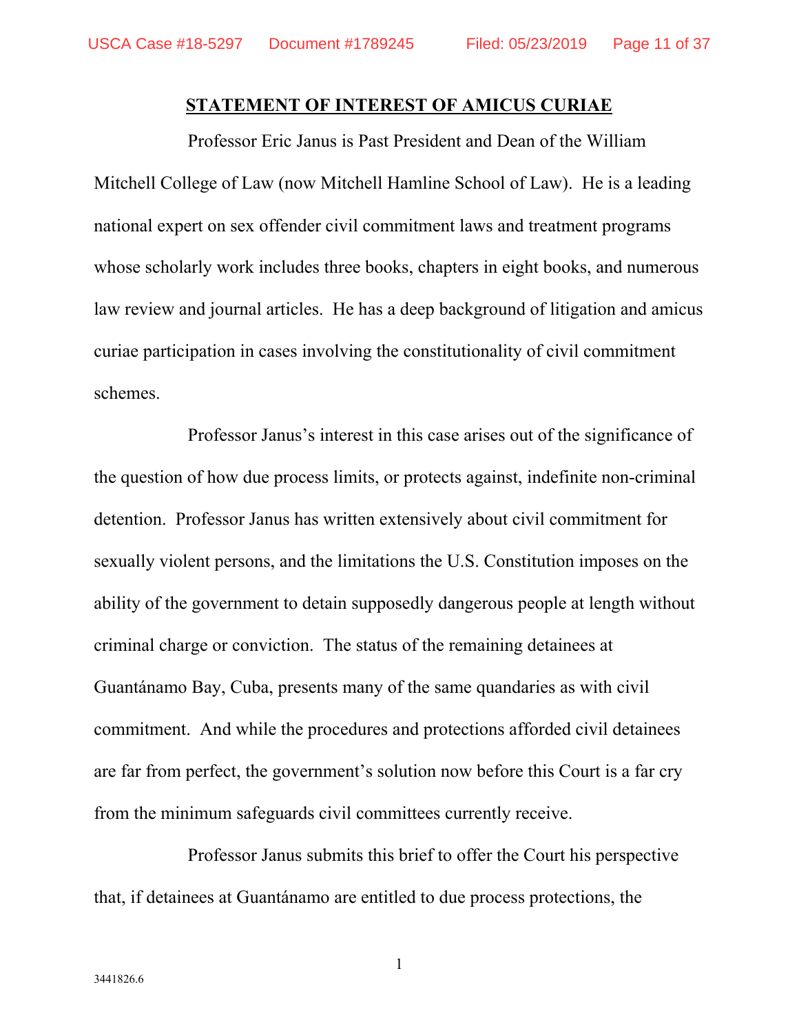## STATEMENT OF INTEREST OF AMICUS CURIAE

Professor Eric Janus is Past President and Dean of the William Mitchell College of Law (now Mitchell Hamline School of Law). He is a leading national expert on sex offender civil commitment laws and treatment programs whose scholarly work includes three books, chapters in eight books, and numerous law review and journal articles. He has a deep background of litigation and amicus curiae participation in cases involving the constitutionality of civil commitment schemes.

Professor Janus's interest in this case arises out of the significance of the question of how due process limits, or protects against, indefinite non-criminal detention. Professor Janus has written extensively about civil commitment for sexually violent persons, and the limitations the U.S. Constitution imposes on the ability of the government to detain supposedly dangerous people at length without criminal charge or conviction. The status of the remaining detainees at Guantánamo Bay, Cuba, presents many of the same quandaries as with civil commitment. And while the procedures and protections afforded civil detainees are far from perfect, the government's solution now before this Court is a far cry from the minimum safeguards civil committees currently receive.

Professor Janus submits this brief to offer the Court his perspective that, if detainees at Guantánamo are entitled to due process protections, the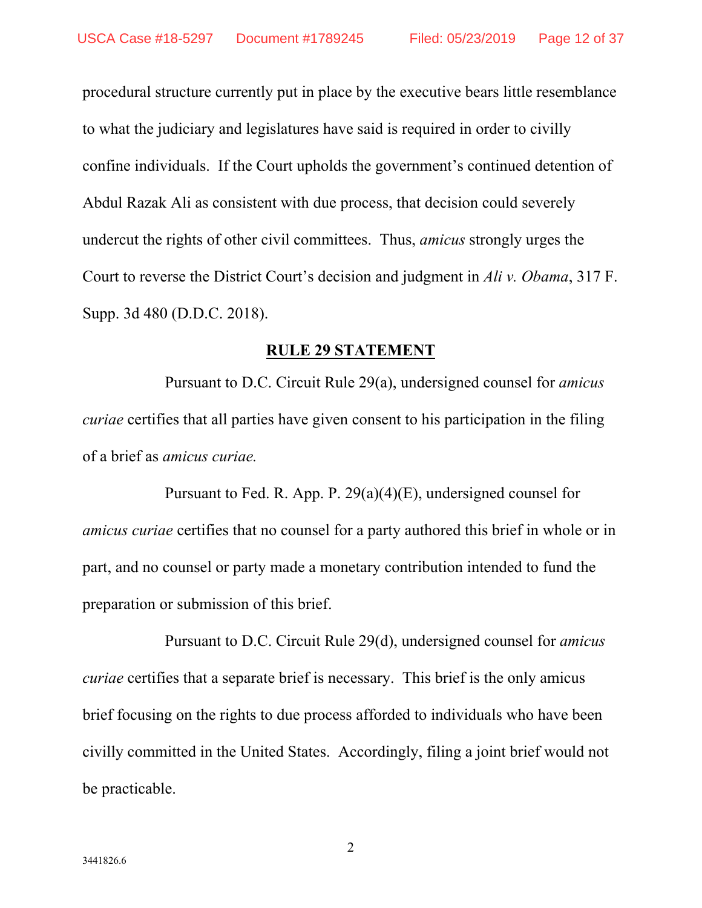procedural structure currently put in place by the executive bears little resemblance to what the judiciary and legislatures have said is required in order to civilly confine individuals. If the Court upholds the government's continued detention of Abdul Razak Ali as consistent with due process, that decision could severely undercut the rights of other civil committees. Thus, *amicus* strongly urges the Court to reverse the District Court's decision and judgment in *Ali v. Obama*, 317 F. Supp. 3d 480 (D.D.C. 2018).

## RULE 29 STATEMENT

Pursuant to D.C. Circuit Rule 29(a), undersigned counsel for *amicus curiae* certifies that all parties have given consent to his participation in the filing of a brief as *amicus curiae.*

Pursuant to Fed. R. App. P. 29(a)(4)(E), undersigned counsel for *amicus curiae* certifies that no counsel for a party authored this brief in whole or in part, and no counsel or party made a monetary contribution intended to fund the preparation or submission of this brief.

Pursuant to D.C. Circuit Rule 29(d), undersigned counsel for *amicus curiae* certifies that a separate brief is necessary. This brief is the only amicus brief focusing on the rights to due process afforded to individuals who have been civilly committed in the United States. Accordingly, filing a joint brief would not be practicable.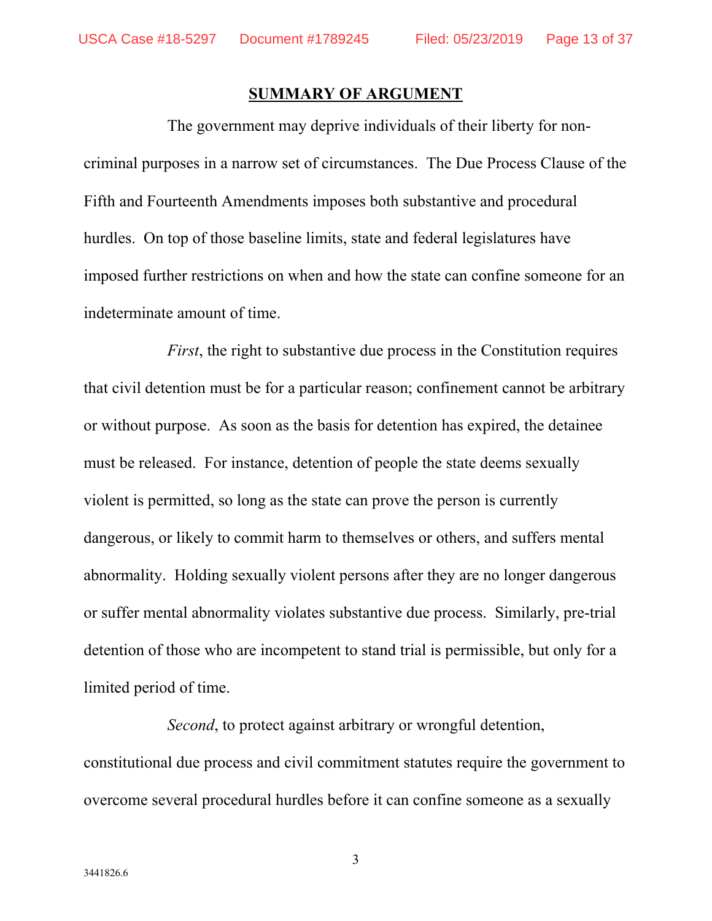## SUMMARY OF ARGUMENT

The government may deprive individuals of their liberty for non-criminal purposes in a narrow set of circumstances. The Due Process Clause of the Fifth and Fourteenth Amendments imposes both substantive and procedural hurdles. On top of those baseline limits, state and federal legislatures have imposed further restrictions on when and how the state can confine someone for an indeterminate amount of time.

*First*, the right to substantive due process in the Constitution requires that civil detention must be for a particular reason; confinement cannot be arbitrary or without purpose. As soon as the basis for detention has expired, the detainee must be released. For instance, detention of people the state deems sexually violent is permitted, so long as the state can prove the person is currently dangerous, or likely to commit harm to themselves or others, and suffers mental abnormality. Holding sexually violent persons after they are no longer dangerous or suffer mental abnormality violates substantive due process. Similarly, pre-trial detention of those who are incompetent to stand trial is permissible, but only for a limited period of time.

*Second*, to protect against arbitrary or wrongful detention, constitutional due process and civil commitment statutes require the government to overcome several procedural hurdles before it can confine someone as a sexually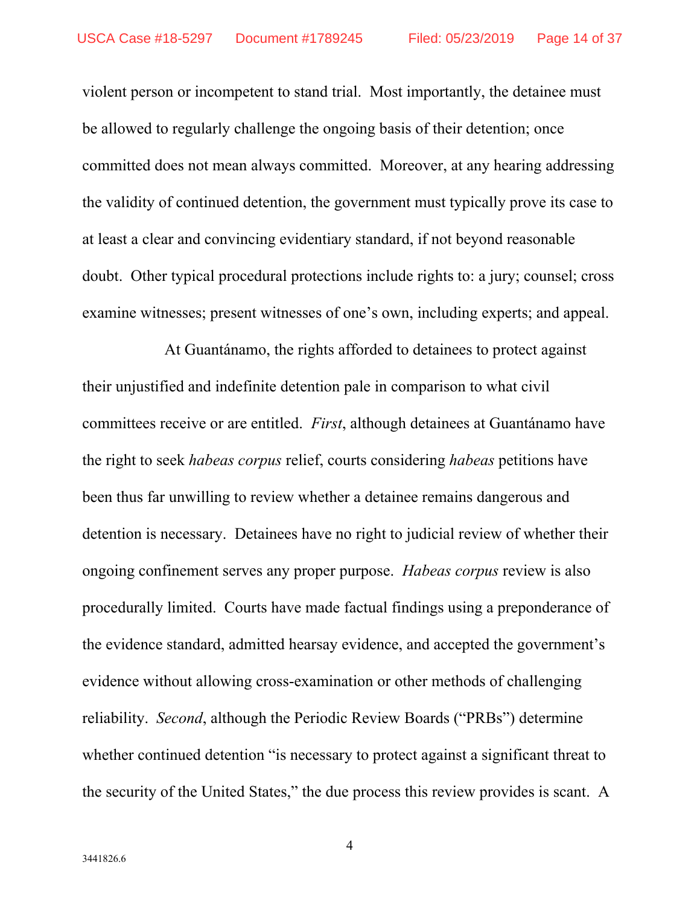violent person or incompetent to stand trial. Most importantly, the detainee must be allowed to regularly challenge the ongoing basis of their detention; once committed does not mean always committed. Moreover, at any hearing addressing the validity of continued detention, the government must typically prove its case to at least a clear and convincing evidentiary standard, if not beyond reasonable doubt. Other typical procedural protections include rights to: a jury; counsel; cross examine witnesses; present witnesses of one's own, including experts; and appeal.

At Guantánamo, the rights afforded to detainees to protect against their unjustified and indefinite detention pale in comparison to what civil committees receive or are entitled. *First*, although detainees at Guantánamo have the right to seek *habeas corpus* relief, courts considering *habeas* petitions have been thus far unwilling to review whether a detainee remains dangerous and detention is necessary. Detainees have no right to judicial review of whether their ongoing confinement serves any proper purpose. *Habeas corpus* review is also procedurally limited. Courts have made factual findings using a preponderance of the evidence standard, admitted hearsay evidence, and accepted the government's evidence without allowing cross-examination or other methods of challenging reliability. *Second*, although the Periodic Review Boards ("PRBs") determine whether continued detention "is necessary to protect against a significant threat to the security of the United States," the due process this review provides is scant. A

3441826.6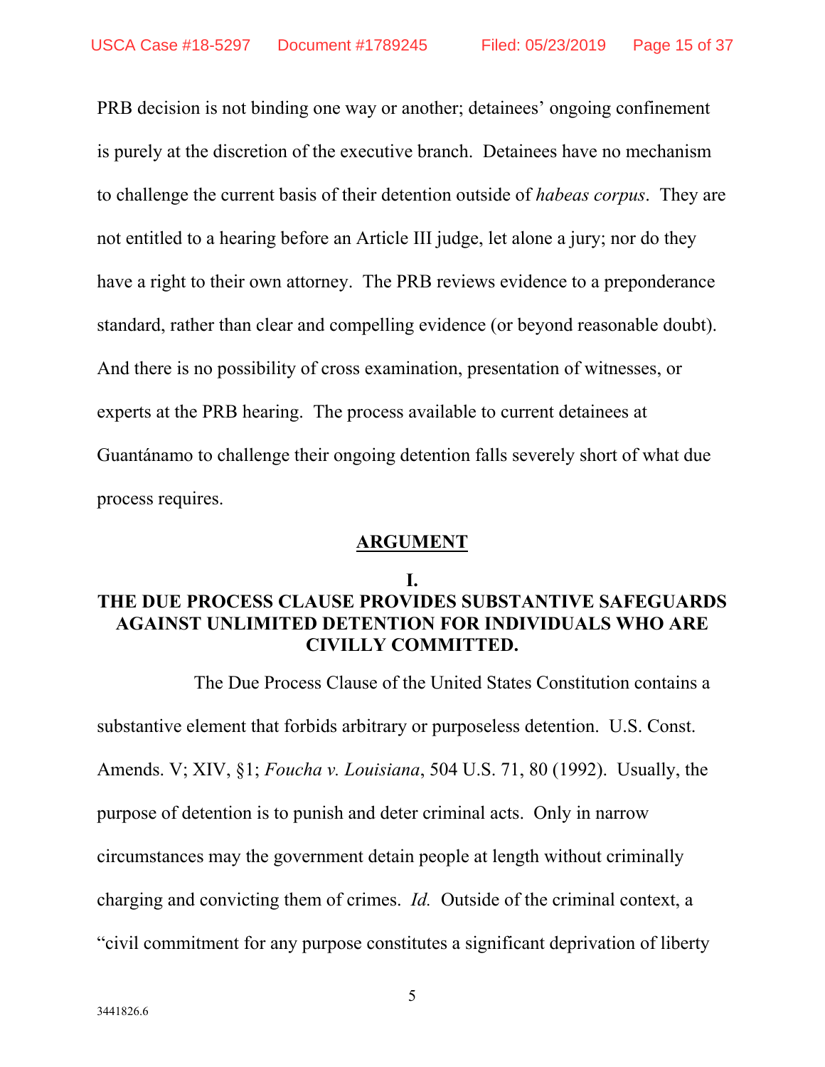PRB decision is not binding one way or another; detainees' ongoing confinement is purely at the discretion of the executive branch. Detainees have no mechanism to challenge the current basis of their detention outside of *habeas corpus*. They are not entitled to a hearing before an Article III judge, let alone a jury; nor do they have a right to their own attorney. The PRB reviews evidence to a preponderance standard, rather than clear and compelling evidence (or beyond reasonable doubt). And there is no possibility of cross examination, presentation of witnesses, or experts at the PRB hearing. The process available to current detainees at Guantánamo to challenge their ongoing detention falls severely short of what due process requires.

## ARGUMENT

### I. THE DUE PROCESS CLAUSE PROVIDES SUBSTANTIVE SAFEGUARDS AGAINST UNLIMITED DETENTION FOR INDIVIDUALS WHO ARE CIVILLY COMMITTED.

The Due Process Clause of the United States Constitution contains a substantive element that forbids arbitrary or purposeless detention. U.S. Const. Amends. V; XIV, §1; *Foucha v. Louisiana*, 504 U.S. 71, 80 (1992). Usually, the purpose of detention is to punish and deter criminal acts. Only in narrow circumstances may the government detain people at length without criminally charging and convicting them of crimes. *Id.* Outside of the criminal context, a "civil commitment for any purpose constitutes a significant deprivation of liberty

3441826.6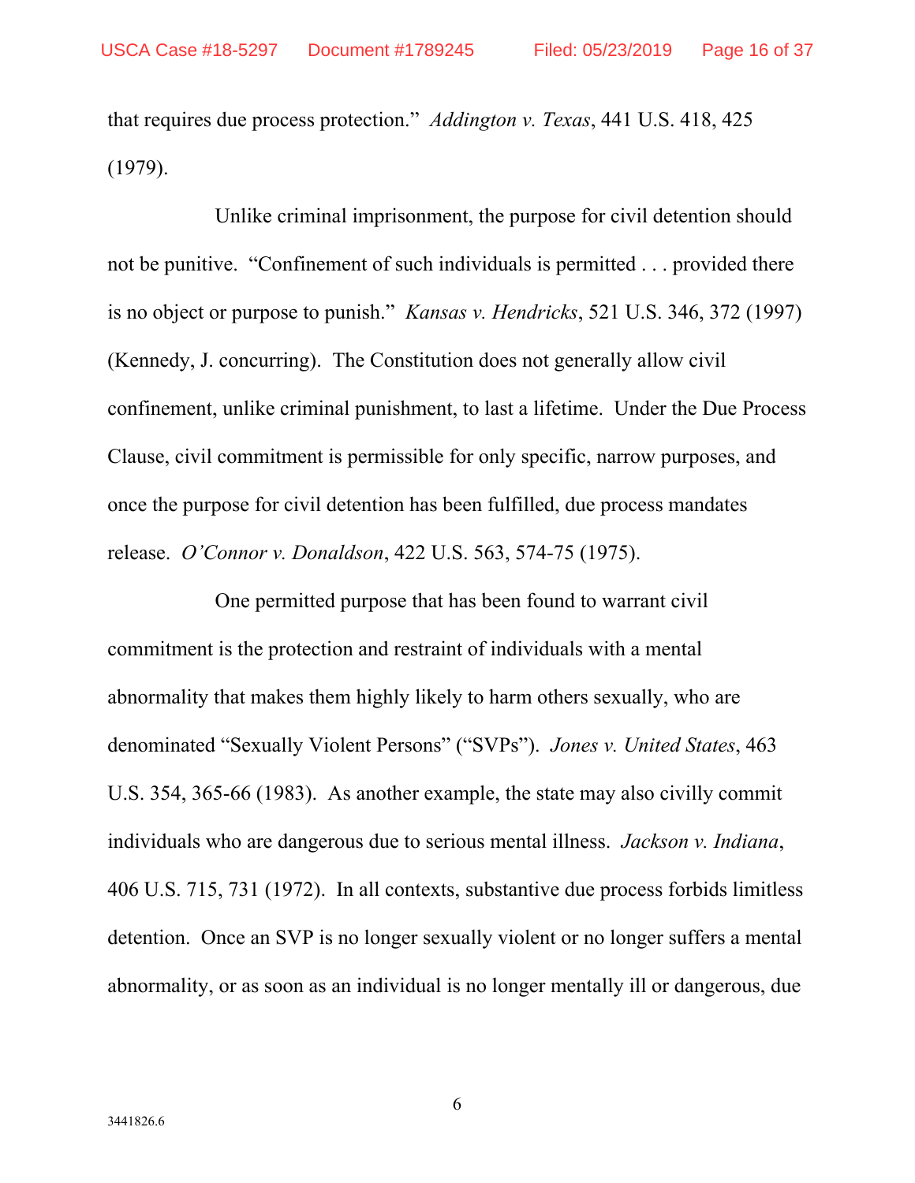that requires due process protection." *Addington v. Texas*, 441 U.S. 418, 425 (1979).

Unlike criminal imprisonment, the purpose for civil detention should not be punitive. "Confinement of such individuals is permitted . . . provided there is no object or purpose to punish." *Kansas v. Hendricks*, 521 U.S. 346, 372 (1997) (Kennedy, J. concurring). The Constitution does not generally allow civil confinement, unlike criminal punishment, to last a lifetime. Under the Due Process Clause, civil commitment is permissible for only specific, narrow purposes, and once the purpose for civil detention has been fulfilled, due process mandates release. *O'Connor v. Donaldson*, 422 U.S. 563, 574-75 (1975).

One permitted purpose that has been found to warrant civil commitment is the protection and restraint of individuals with a mental abnormality that makes them highly likely to harm others sexually, who are denominated "Sexually Violent Persons" ("SVPs"). *Jones v. United States*, 463 U.S. 354, 365-66 (1983). As another example, the state may also civilly commit individuals who are dangerous due to serious mental illness. *Jackson v. Indiana*, 406 U.S. 715, 731 (1972). In all contexts, substantive due process forbids limitless detention. Once an SVP is no longer sexually violent or no longer suffers a mental abnormality, or as soon as an individual is no longer mentally ill or dangerous, due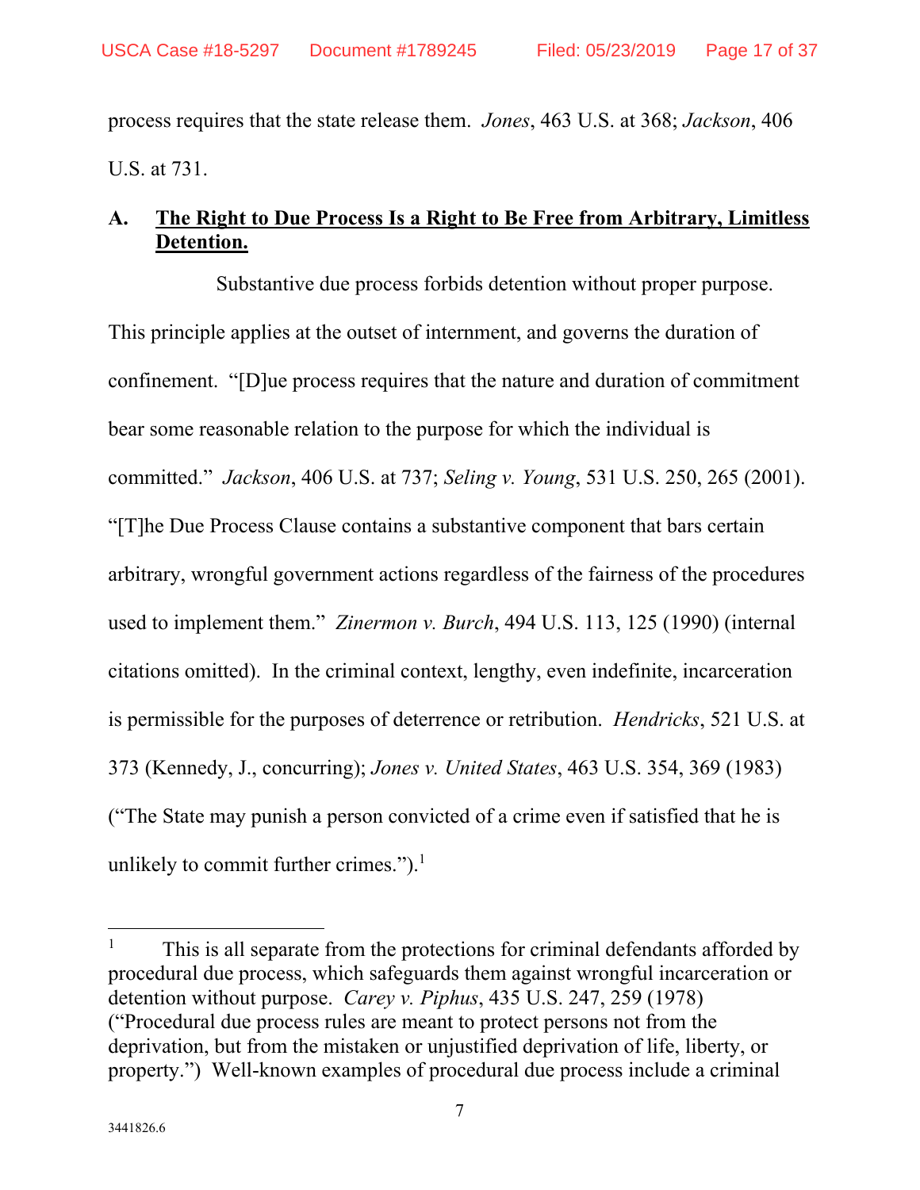process requires that the state release them. *Jones*, 463 U.S. at 368; *Jackson*, 406 U.S. at 731.

### A. The Right to Due Process Is a Right to Be Free from Arbitrary, Limitless Detention.

Substantive due process forbids detention without proper purpose. This principle applies at the outset of internment, and governs the duration of confinement. "[D]ue process requires that the nature and duration of commitment bear some reasonable relation to the purpose for which the individual is committed." *Jackson*, 406 U.S. at 737; *Seling v. Young*, 531 U.S. 250, 265 (2001). "[T]he Due Process Clause contains a substantive component that bars certain arbitrary, wrongful government actions regardless of the fairness of the procedures used to implement them." *Zinermon v. Burch*, 494 U.S. 113, 125 (1990) (internal citations omitted). In the criminal context, lengthy, even indefinite, incarceration is permissible for the purposes of deterrence or retribution. *Hendricks*, 521 U.S. at 373 (Kennedy, J., concurring); *Jones v. United States*, 463 U.S. 354, 369 (1983) ("The State may punish a person convicted of a crime even if satisfied that he is unlikely to commit further crimes.").[1]

---

[1] This is all separate from the protections for criminal defendants afforded by procedural due process, which safeguards them against wrongful incarceration or detention without purpose. *Carey v. Piphus*, 435 U.S. 247, 259 (1978) ("Procedural due process rules are meant to protect persons not from the deprivation, but from the mistaken or unjustified deprivation of life, liberty, or property.") Well-known examples of procedural due process include a criminal

3441826.6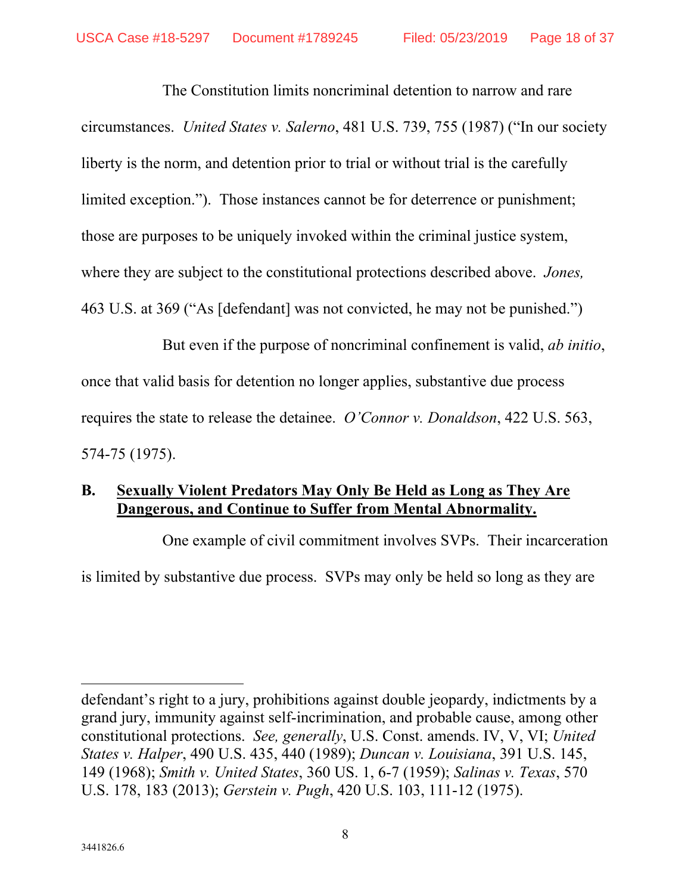The Constitution limits noncriminal detention to narrow and rare circumstances. *United States v. Salerno*, 481 U.S. 739, 755 (1987) ("In our society liberty is the norm, and detention prior to trial or without trial is the carefully limited exception."). Those instances cannot be for deterrence or punishment; those are purposes to be uniquely invoked within the criminal justice system, where they are subject to the constitutional protections described above. *Jones,* 463 U.S. at 369 ("As [defendant] was not convicted, he may not be punished.")

But even if the purpose of noncriminal confinement is valid, *ab initio*, once that valid basis for detention no longer applies, substantive due process requires the state to release the detainee. *O'Connor v. Donaldson*, 422 U.S. 563, 574-75 (1975).

### B. <u>Sexually Violent Predators May Only Be Held as Long as They Are Dangerous, and Continue to Suffer from Mental Abnormality.</u>

One example of civil commitment involves SVPs. Their incarceration is limited by substantive due process. SVPs may only be held so long as they are

---

defendant's right to a jury, prohibitions against double jeopardy, indictments by a grand jury, immunity against self-incrimination, and probable cause, among other constitutional protections. *See, generally*, U.S. Const. amends. IV, V, VI; *United States v. Halper*, 490 U.S. 435, 440 (1989); *Duncan v. Louisiana*, 391 U.S. 145, 149 (1968); *Smith v. United States*, 360 US. 1, 6-7 (1959); *Salinas v. Texas*, 570 U.S. 178, 183 (2013); *Gerstein v. Pugh*, 420 U.S. 103, 111-12 (1975).

3441826.6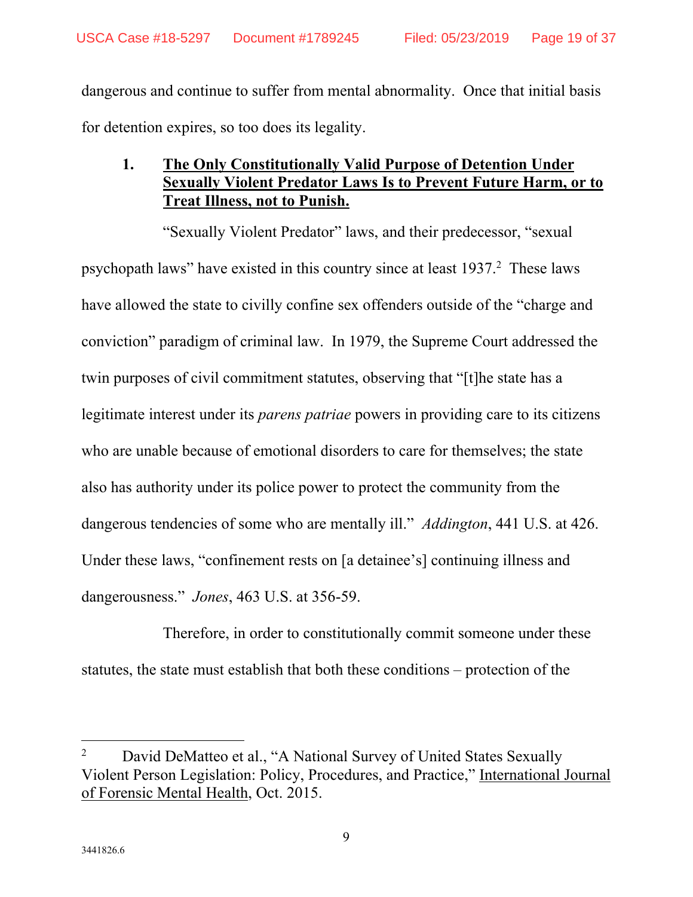dangerous and continue to suffer from mental abnormality. Once that initial basis for detention expires, so too does its legality.

### 1. The Only Constitutionally Valid Purpose of Detention Under Sexually Violent Predator Laws Is to Prevent Future Harm, or to Treat Illness, not to Punish.

"Sexually Violent Predator" laws, and their predecessor, "sexual psychopath laws" have existed in this country since at least 1937.[2] These laws have allowed the state to civilly confine sex offenders outside of the "charge and conviction" paradigm of criminal law. In 1979, the Supreme Court addressed the twin purposes of civil commitment statutes, observing that "[t]he state has a legitimate interest under its *parens patriae* powers in providing care to its citizens who are unable because of emotional disorders to care for themselves; the state also has authority under its police power to protect the community from the dangerous tendencies of some who are mentally ill." *Addington*, 441 U.S. at 426. Under these laws, "confinement rests on [a detainee's] continuing illness and dangerousness." *Jones*, 463 U.S. at 356-59.

Therefore, in order to constitutionally commit someone under these statutes, the state must establish that both these conditions – protection of the

---

[2] David DeMatteo et al., "A National Survey of United States Sexually Violent Person Legislation: Policy, Procedures, and Practice," International Journal of Forensic Mental Health, Oct. 2015.

3441826.6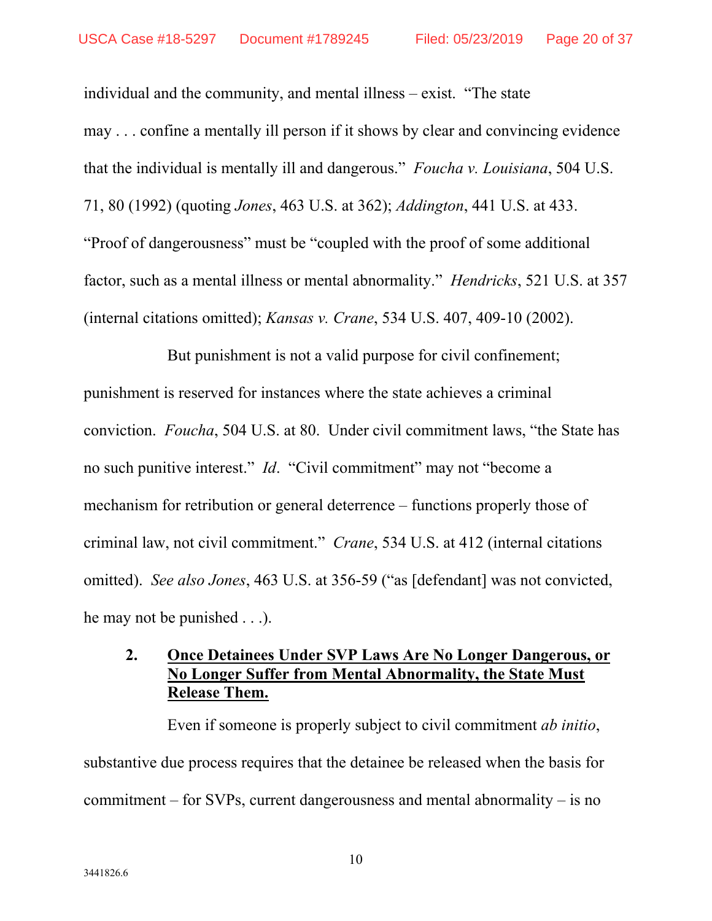individual and the community, and mental illness – exist. "The state may . . . confine a mentally ill person if it shows by clear and convincing evidence that the individual is mentally ill and dangerous." *Foucha v. Louisiana*, 504 U.S. 71, 80 (1992) (quoting *Jones*, 463 U.S. at 362); *Addington*, 441 U.S. at 433. "Proof of dangerousness" must be "coupled with the proof of some additional factor, such as a mental illness or mental abnormality." *Hendricks*, 521 U.S. at 357 (internal citations omitted); *Kansas v. Crane*, 534 U.S. 407, 409-10 (2002).

But punishment is not a valid purpose for civil confinement; punishment is reserved for instances where the state achieves a criminal conviction. *Foucha*, 504 U.S. at 80. Under civil commitment laws, "the State has no such punitive interest." *Id*. "Civil commitment" may not "become a mechanism for retribution or general deterrence – functions properly those of criminal law, not civil commitment." *Crane*, 534 U.S. at 412 (internal citations omitted). *See also Jones*, 463 U.S. at 356-59 ("as [defendant] was not convicted, he may not be punished . . .).

### 2. Once Detainees Under SVP Laws Are No Longer Dangerous, or No Longer Suffer from Mental Abnormality, the State Must Release Them.

Even if someone is properly subject to civil commitment *ab initio*, substantive due process requires that the detainee be released when the basis for commitment – for SVPs, current dangerousness and mental abnormality – is no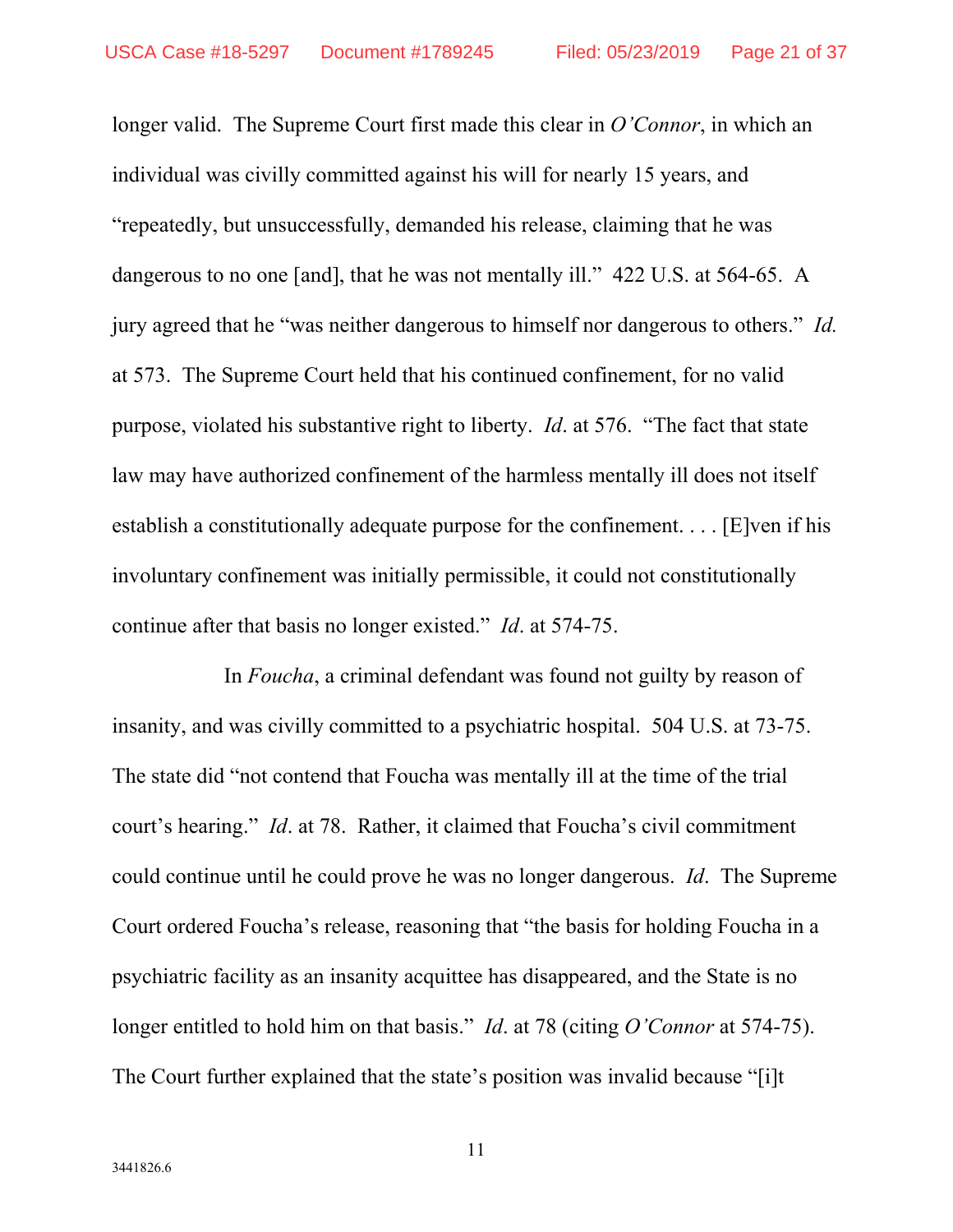longer valid. The Supreme Court first made this clear in *O'Connor*, in which an individual was civilly committed against his will for nearly 15 years, and "repeatedly, but unsuccessfully, demanded his release, claiming that he was dangerous to no one [and], that he was not mentally ill." 422 U.S. at 564-65. A jury agreed that he "was neither dangerous to himself nor dangerous to others." *Id.* at 573. The Supreme Court held that his continued confinement, for no valid purpose, violated his substantive right to liberty. *Id*. at 576. "The fact that state law may have authorized confinement of the harmless mentally ill does not itself establish a constitutionally adequate purpose for the confinement. . . . [E]ven if his involuntary confinement was initially permissible, it could not constitutionally continue after that basis no longer existed." *Id*. at 574-75.

In *Foucha*, a criminal defendant was found not guilty by reason of insanity, and was civilly committed to a psychiatric hospital. 504 U.S. at 73-75. The state did "not contend that Foucha was mentally ill at the time of the trial court's hearing." *Id*. at 78. Rather, it claimed that Foucha's civil commitment could continue until he could prove he was no longer dangerous. *Id*. The Supreme Court ordered Foucha's release, reasoning that "the basis for holding Foucha in a psychiatric facility as an insanity acquittee has disappeared, and the State is no longer entitled to hold him on that basis." *Id*. at 78 (citing *O'Connor* at 574-75). The Court further explained that the state's position was invalid because "[i]t

3441826.6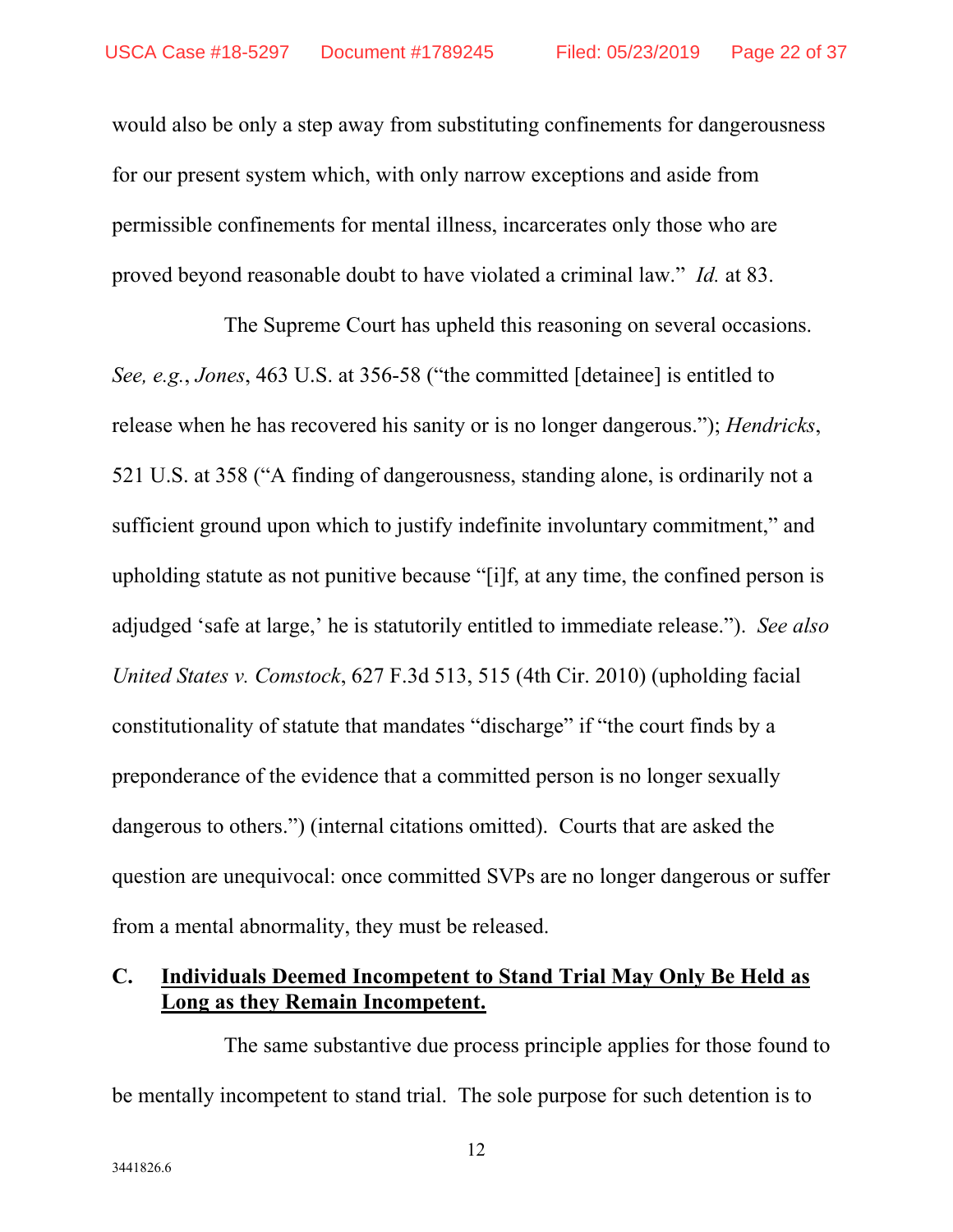would also be only a step away from substituting confinements for dangerousness for our present system which, with only narrow exceptions and aside from permissible confinements for mental illness, incarcerates only those who are proved beyond reasonable doubt to have violated a criminal law." *Id.* at 83.

The Supreme Court has upheld this reasoning on several occasions. *See, e.g.*, *Jones*, 463 U.S. at 356-58 ("the committed [detainee] is entitled to release when he has recovered his sanity or is no longer dangerous."); *Hendricks*, 521 U.S. at 358 ("A finding of dangerousness, standing alone, is ordinarily not a sufficient ground upon which to justify indefinite involuntary commitment," and upholding statute as not punitive because "[i]f, at any time, the confined person is adjudged 'safe at large,' he is statutorily entitled to immediate release."). *See also* *United States v. Comstock*, 627 F.3d 513, 515 (4th Cir. 2010) (upholding facial constitutionality of statute that mandates "discharge" if "the court finds by a preponderance of the evidence that a committed person is no longer sexually dangerous to others.") (internal citations omitted). Courts that are asked the question are unequivocal: once committed SVPs are no longer dangerous or suffer from a mental abnormality, they must be released.

### C. Individuals Deemed Incompetent to Stand Trial May Only Be Held as Long as they Remain Incompetent.

The same substantive due process principle applies for those found to be mentally incompetent to stand trial. The sole purpose for such detention is to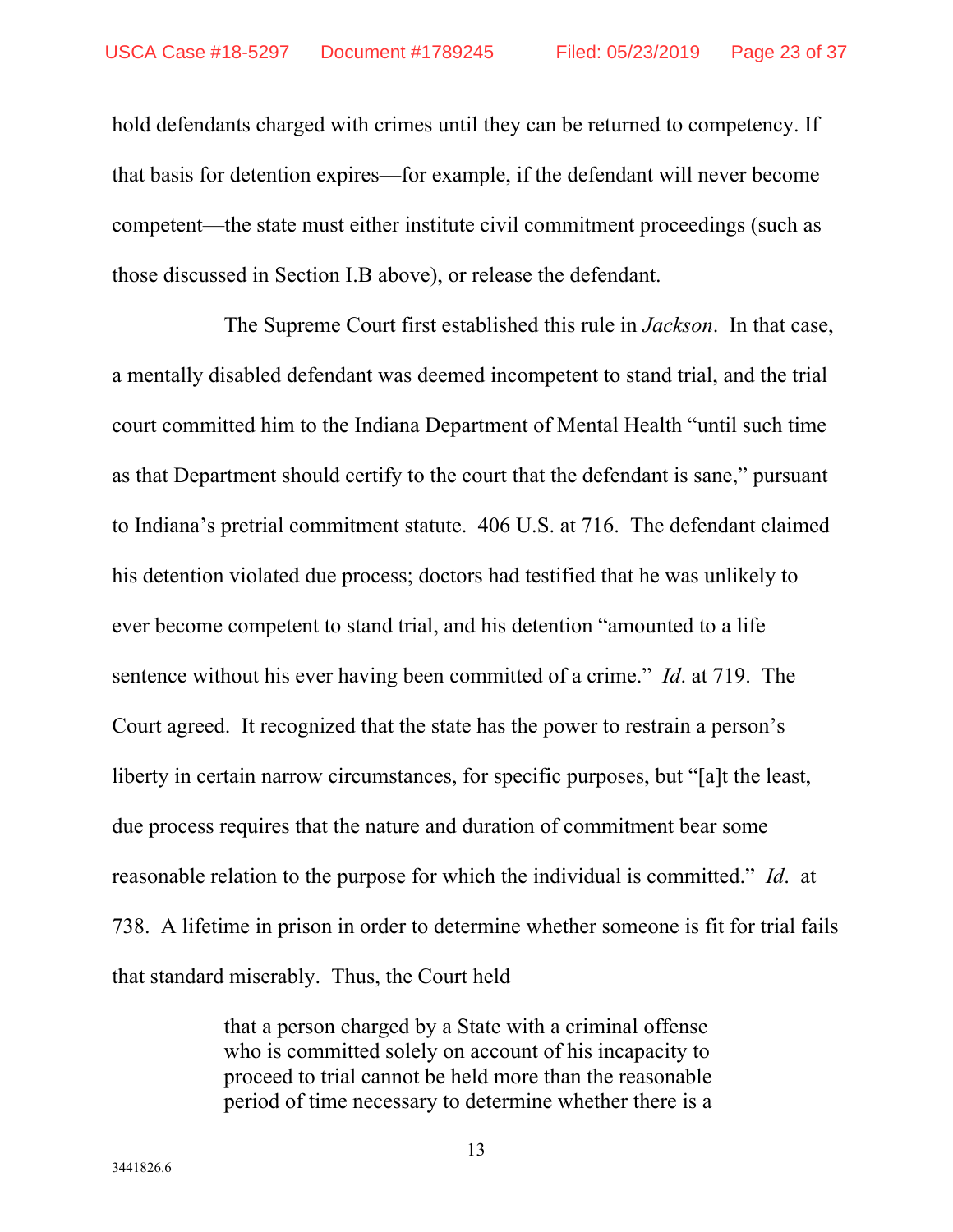hold defendants charged with crimes until they can be returned to competency. If that basis for detention expires—for example, if the defendant will never become competent—the state must either institute civil commitment proceedings (such as those discussed in Section I.B above), or release the defendant.

The Supreme Court first established this rule in *Jackson*. In that case, a mentally disabled defendant was deemed incompetent to stand trial, and the trial court committed him to the Indiana Department of Mental Health "until such time as that Department should certify to the court that the defendant is sane," pursuant to Indiana's pretrial commitment statute. 406 U.S. at 716. The defendant claimed his detention violated due process; doctors had testified that he was unlikely to ever become competent to stand trial, and his detention "amounted to a life sentence without his ever having been committed of a crime." *Id*. at 719. The Court agreed. It recognized that the state has the power to restrain a person's liberty in certain narrow circumstances, for specific purposes, but "[a]t the least, due process requires that the nature and duration of commitment bear some reasonable relation to the purpose for which the individual is committed." *Id*. at 738. A lifetime in prison in order to determine whether someone is fit for trial fails that standard miserably. Thus, the Court held

> that a person charged by a State with a criminal offense who is committed solely on account of his incapacity to proceed to trial cannot be held more than the reasonable period of time necessary to determine whether there is a

3441826.6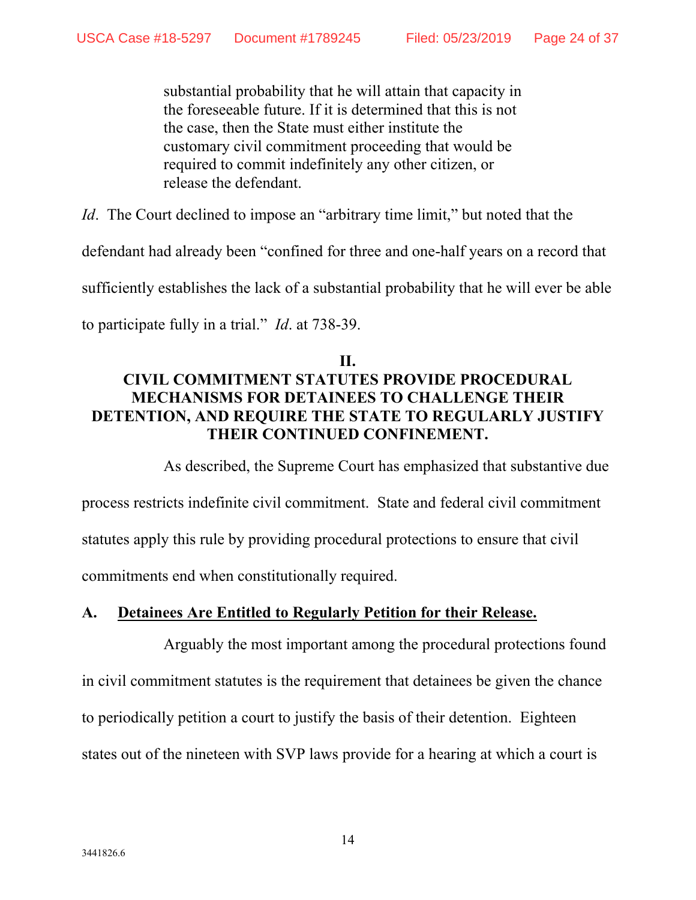> substantial probability that he will attain that capacity in the foreseeable future. If it is determined that this is not the case, then the State must either institute the customary civil commitment proceeding that would be required to commit indefinitely any other citizen, or release the defendant.

*Id*. The Court declined to impose an "arbitrary time limit," but noted that the defendant had already been "confined for three and one-half years on a record that sufficiently establishes the lack of a substantial probability that he will ever be able to participate fully in a trial." *Id*. at 738-39.

## II. CIVIL COMMITMENT STATUTES PROVIDE PROCEDURAL MECHANISMS FOR DETAINEES TO CHALLENGE THEIR DETENTION, AND REQUIRE THE STATE TO REGULARLY JUSTIFY THEIR CONTINUED CONFINEMENT.

As described, the Supreme Court has emphasized that substantive due process restricts indefinite civil commitment. State and federal civil commitment statutes apply this rule by providing procedural protections to ensure that civil commitments end when constitutionally required.

### A. Detainees Are Entitled to Regularly Petition for their Release.

Arguably the most important among the procedural protections found in civil commitment statutes is the requirement that detainees be given the chance to periodically petition a court to justify the basis of their detention. Eighteen states out of the nineteen with SVP laws provide for a hearing at which a court is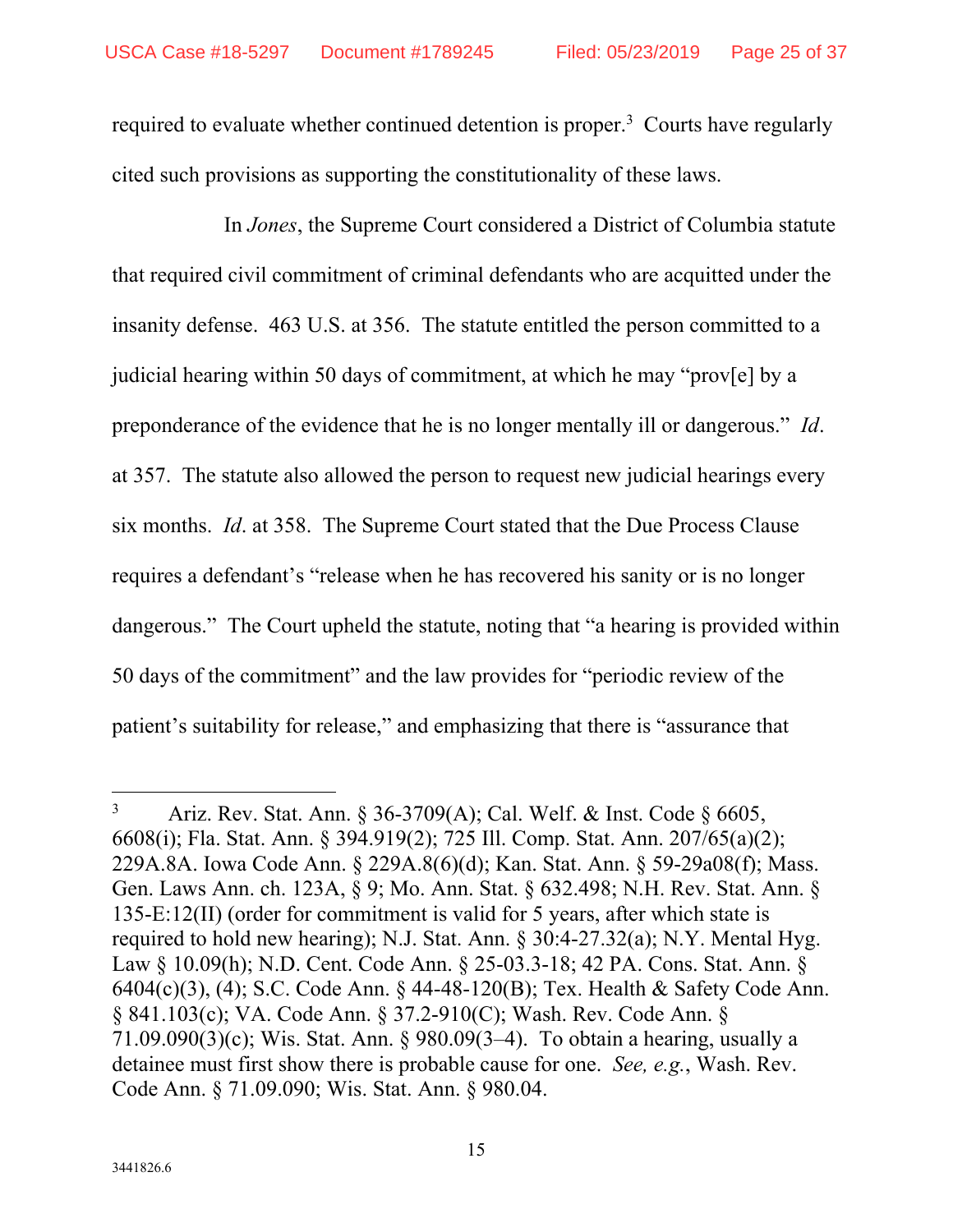required to evaluate whether continued detention is proper.[3] Courts have regularly cited such provisions as supporting the constitutionality of these laws.

In *Jones*, the Supreme Court considered a District of Columbia statute that required civil commitment of criminal defendants who are acquitted under the insanity defense. 463 U.S. at 356. The statute entitled the person committed to a judicial hearing within 50 days of commitment, at which he may "prov[e] by a preponderance of the evidence that he is no longer mentally ill or dangerous." *Id*. at 357. The statute also allowed the person to request new judicial hearings every six months. *Id*. at 358. The Supreme Court stated that the Due Process Clause requires a defendant's "release when he has recovered his sanity or is no longer dangerous." The Court upheld the statute, noting that "a hearing is provided within 50 days of the commitment" and the law provides for "periodic review of the patient's suitability for release," and emphasizing that there is "assurance that

---

[3] Ariz. Rev. Stat. Ann. § 36-3709(A); Cal. Welf. & Inst. Code § 6605, 6608(i); Fla. Stat. Ann. § 394.919(2); 725 Ill. Comp. Stat. Ann. 207/65(a)(2); 229A.8A. Iowa Code Ann. § 229A.8(6)(d); Kan. Stat. Ann. § 59-29a08(f); Mass. Gen. Laws Ann. ch. 123A, § 9; Mo. Ann. Stat. § 632.498; N.H. Rev. Stat. Ann. § 135-E:12(II) (order for commitment is valid for 5 years, after which state is required to hold new hearing); N.J. Stat. Ann. § 30:4-27.32(a); N.Y. Mental Hyg. Law § 10.09(h); N.D. Cent. Code Ann. § 25-03.3-18; 42 PA. Cons. Stat. Ann. § 6404(c)(3), (4); S.C. Code Ann. § 44-48-120(B); Tex. Health & Safety Code Ann. § 841.103(c); VA. Code Ann. § 37.2-910(C); Wash. Rev. Code Ann. § 71.09.090(3)(c); Wis. Stat. Ann. § 980.09(3–4). To obtain a hearing, usually a detainee must first show there is probable cause for one. *See, e.g.*, Wash. Rev. Code Ann. § 71.09.090; Wis. Stat. Ann. § 980.04.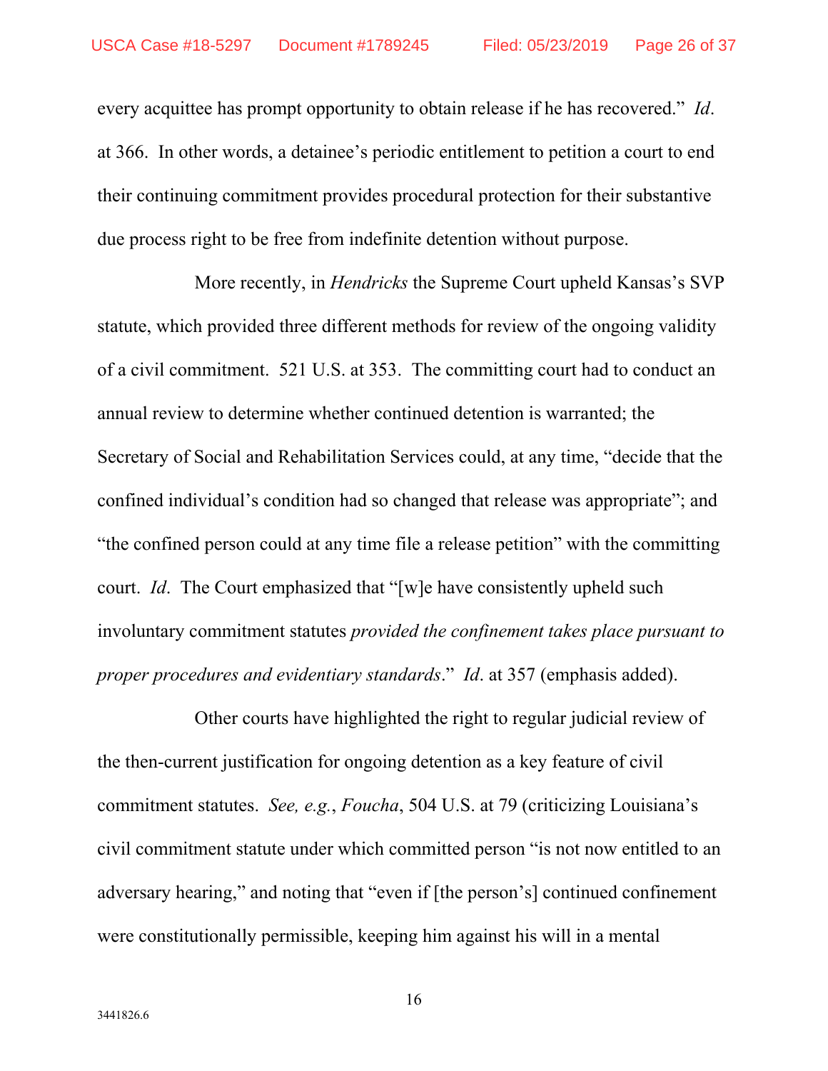every acquittee has prompt opportunity to obtain release if he has recovered." *Id*. at 366. In other words, a detainee's periodic entitlement to petition a court to end their continuing commitment provides procedural protection for their substantive due process right to be free from indefinite detention without purpose.

More recently, in *Hendricks* the Supreme Court upheld Kansas's SVP statute, which provided three different methods for review of the ongoing validity of a civil commitment. 521 U.S. at 353. The committing court had to conduct an annual review to determine whether continued detention is warranted; the Secretary of Social and Rehabilitation Services could, at any time, "decide that the confined individual's condition had so changed that release was appropriate"; and "the confined person could at any time file a release petition" with the committing court. *Id*. The Court emphasized that "[w]e have consistently upheld such involuntary commitment statutes *provided the confinement takes place pursuant to proper procedures and evidentiary standards*." *Id*. at 357 (emphasis added).

Other courts have highlighted the right to regular judicial review of the then-current justification for ongoing detention as a key feature of civil commitment statutes. *See, e.g.*, *Foucha*, 504 U.S. at 79 (criticizing Louisiana's civil commitment statute under which committed person "is not now entitled to an adversary hearing," and noting that "even if [the person's] continued confinement were constitutionally permissible, keeping him against his will in a mental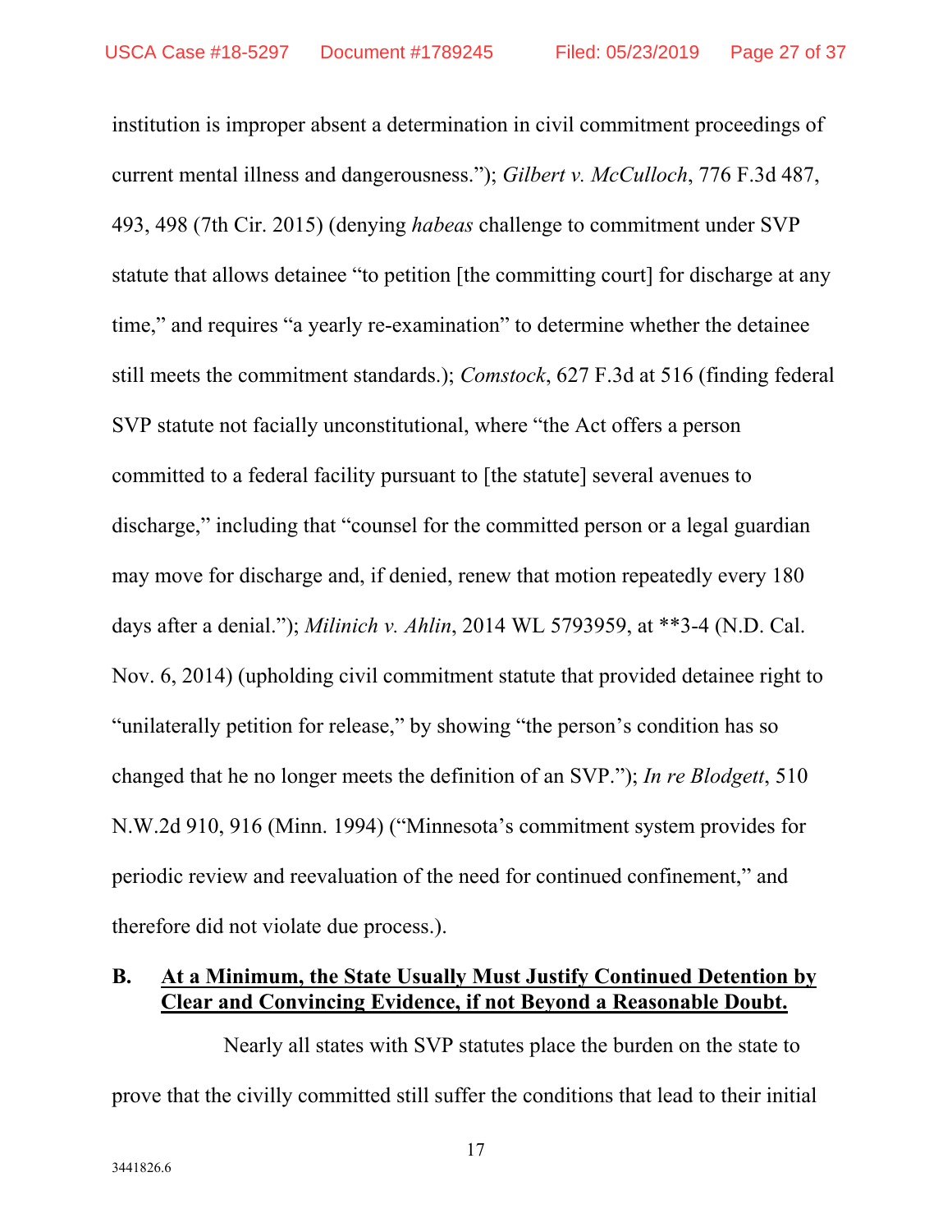institution is improper absent a determination in civil commitment proceedings of current mental illness and dangerousness."); *Gilbert v. McCulloch*, 776 F.3d 487, 493, 498 (7th Cir. 2015) (denying *habeas* challenge to commitment under SVP statute that allows detainee "to petition [the committing court] for discharge at any time," and requires "a yearly re-examination" to determine whether the detainee still meets the commitment standards.); *Comstock*, 627 F.3d at 516 (finding federal SVP statute not facially unconstitutional, where "the Act offers a person committed to a federal facility pursuant to [the statute] several avenues to discharge," including that "counsel for the committed person or a legal guardian may move for discharge and, if denied, renew that motion repeatedly every 180 days after a denial."); *Milinich v. Ahlin*, 2014 WL 5793959, at **3-4 (N.D. Cal. Nov. 6, 2014) (upholding civil commitment statute that provided detainee right to "unilaterally petition for release," by showing "the person's condition has so changed that he no longer meets the definition of an SVP."); *In re Blodgett*, 510 N.W.2d 910, 916 (Minn. 1994) ("Minnesota's commitment system provides for periodic review and reevaluation of the need for continued confinement," and therefore did not violate due process.).

### B. <u>At a Minimum, the State Usually Must Justify Continued Detention by Clear and Convincing Evidence, if not Beyond a Reasonable Doubt.</u>

Nearly all states with SVP statutes place the burden on the state to prove that the civilly committed still suffer the conditions that lead to their initial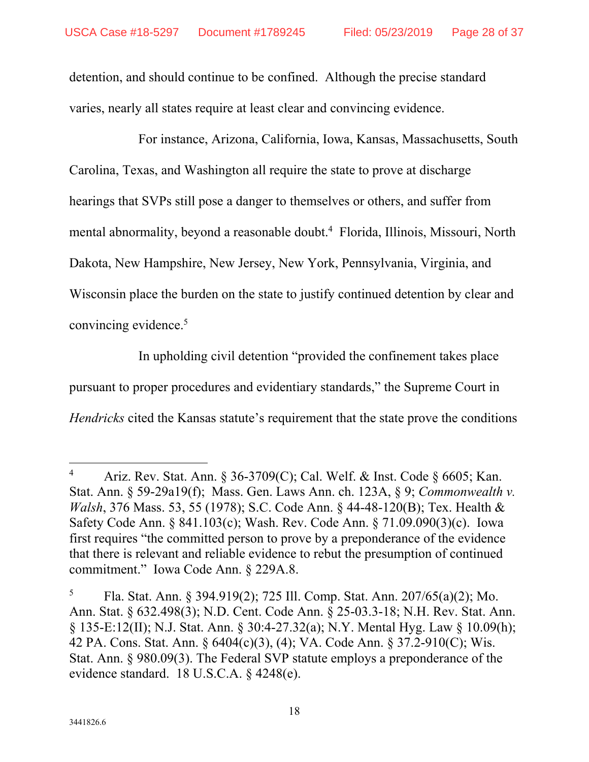detention, and should continue to be confined. Although the precise standard varies, nearly all states require at least clear and convincing evidence.

For instance, Arizona, California, Iowa, Kansas, Massachusetts, South Carolina, Texas, and Washington all require the state to prove at discharge hearings that SVPs still pose a danger to themselves or others, and suffer from mental abnormality, beyond a reasonable doubt.[4] Florida, Illinois, Missouri, North Dakota, New Hampshire, New Jersey, New York, Pennsylvania, Virginia, and Wisconsin place the burden on the state to justify continued detention by clear and convincing evidence.[5]

In upholding civil detention "provided the confinement takes place pursuant to proper procedures and evidentiary standards," the Supreme Court in *Hendricks* cited the Kansas statute's requirement that the state prove the conditions

---

[4] Ariz. Rev. Stat. Ann. § 36-3709(C); Cal. Welf. & Inst. Code § 6605; Kan. Stat. Ann. § 59-29a19(f); Mass. Gen. Laws Ann. ch. 123A, § 9; *Commonwealth v. Walsh*, 376 Mass. 53, 55 (1978); S.C. Code Ann. § 44-48-120(B); Tex. Health & Safety Code Ann. § 841.103(c); Wash. Rev. Code Ann. § 71.09.090(3)(c). Iowa first requires "the committed person to prove by a preponderance of the evidence that there is relevant and reliable evidence to rebut the presumption of continued commitment." Iowa Code Ann. § 229A.8.

[5] Fla. Stat. Ann. § 394.919(2); 725 Ill. Comp. Stat. Ann. 207/65(a)(2); Mo. Ann. Stat. § 632.498(3); N.D. Cent. Code Ann. § 25-03.3-18; N.H. Rev. Stat. Ann. § 135-E:12(II); N.J. Stat. Ann. § 30:4-27.32(a); N.Y. Mental Hyg. Law § 10.09(h); 42 PA. Cons. Stat. Ann. § 6404(c)(3), (4); VA. Code Ann. § 37.2-910(C); Wis. Stat. Ann. § 980.09(3). The Federal SVP statute employs a preponderance of the evidence standard. 18 U.S.C.A. § 4248(e).

3441826.6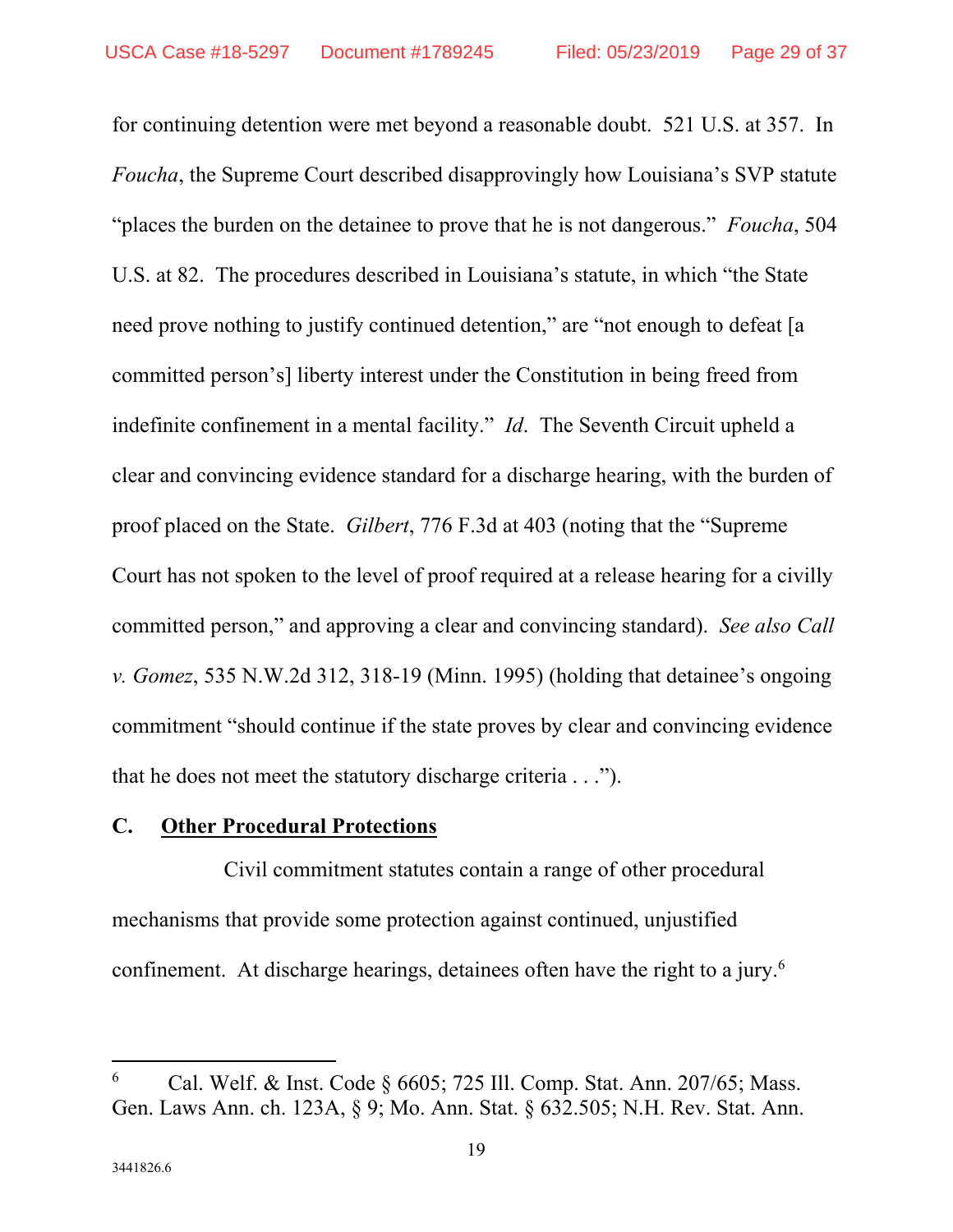for continuing detention were met beyond a reasonable doubt. 521 U.S. at 357. In *Foucha*, the Supreme Court described disapprovingly how Louisiana's SVP statute "places the burden on the detainee to prove that he is not dangerous." *Foucha*, 504 U.S. at 82. The procedures described in Louisiana's statute, in which "the State need prove nothing to justify continued detention," are "not enough to defeat [a committed person's] liberty interest under the Constitution in being freed from indefinite confinement in a mental facility." *Id*. The Seventh Circuit upheld a clear and convincing evidence standard for a discharge hearing, with the burden of proof placed on the State. *Gilbert*, 776 F.3d at 403 (noting that the "Supreme Court has not spoken to the level of proof required at a release hearing for a civilly committed person," and approving a clear and convincing standard). *See also Call v. Gomez*, 535 N.W.2d 312, 318-19 (Minn. 1995) (holding that detainee's ongoing commitment "should continue if the state proves by clear and convincing evidence that he does not meet the statutory discharge criteria . . .").

## C. Other Procedural Protections

Civil commitment statutes contain a range of other procedural mechanisms that provide some protection against continued, unjustified confinement. At discharge hearings, detainees often have the right to a jury.[6]

---

[6] Cal. Welf. & Inst. Code § 6605; 725 Ill. Comp. Stat. Ann. 207/65; Mass. Gen. Laws Ann. ch. 123A, § 9; Mo. Ann. Stat. § 632.505; N.H. Rev. Stat. Ann.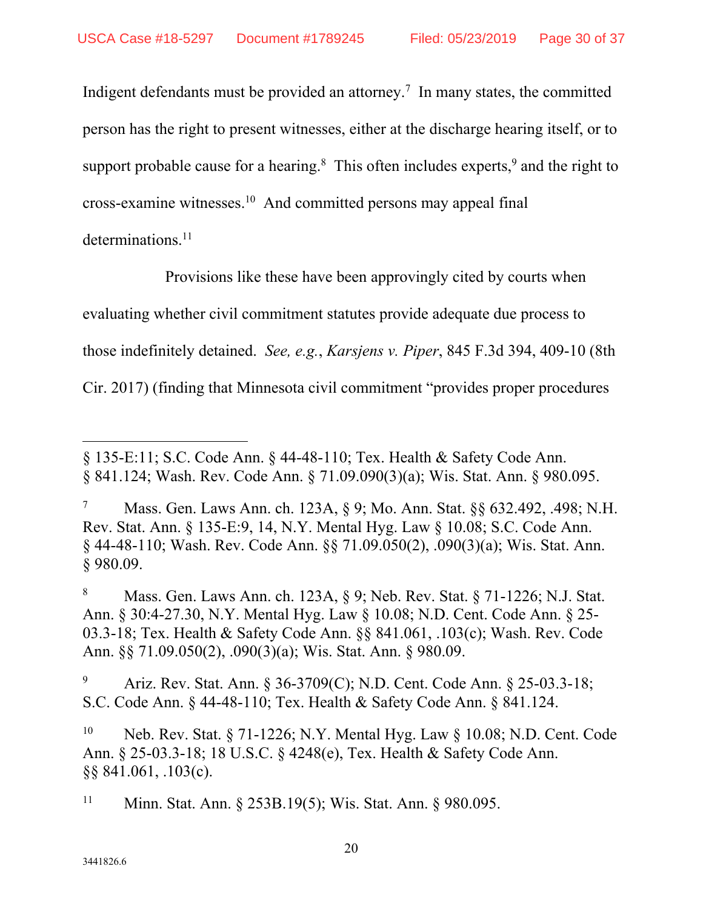Indigent defendants must be provided an attorney.[7] In many states, the committed person has the right to present witnesses, either at the discharge hearing itself, or to support probable cause for a hearing.[8] This often includes experts,[9] and the right to cross-examine witnesses.[10] And committed persons may appeal final determinations.[11]

Provisions like these have been approvingly cited by courts when evaluating whether civil commitment statutes provide adequate due process to those indefinitely detained. *See, e.g.*, *Karsjens v. Piper*, 845 F.3d 394, 409-10 (8th Cir. 2017) (finding that Minnesota civil commitment "provides proper procedures

---

§ 135-E:11; S.C. Code Ann. § 44-48-110; Tex. Health & Safety Code Ann. § 841.124; Wash. Rev. Code Ann. § 71.09.090(3)(a); Wis. Stat. Ann. § 980.095.

[7] Mass. Gen. Laws Ann. ch. 123A, § 9; Mo. Ann. Stat. §§ 632.492, .498; N.H. Rev. Stat. Ann. § 135-E:9, 14, N.Y. Mental Hyg. Law § 10.08; S.C. Code Ann. § 44-48-110; Wash. Rev. Code Ann. §§ 71.09.050(2), .090(3)(a); Wis. Stat. Ann. § 980.09.

[8] Mass. Gen. Laws Ann. ch. 123A, § 9; Neb. Rev. Stat. § 71-1226; N.J. Stat. Ann. § 30:4-27.30, N.Y. Mental Hyg. Law § 10.08; N.D. Cent. Code Ann. § 25-03.3-18; Tex. Health & Safety Code Ann. §§ 841.061, .103(c); Wash. Rev. Code Ann. §§ 71.09.050(2), .090(3)(a); Wis. Stat. Ann. § 980.09.

[9] Ariz. Rev. Stat. Ann. § 36-3709(C); N.D. Cent. Code Ann. § 25-03.3-18; S.C. Code Ann. § 44-48-110; Tex. Health & Safety Code Ann. § 841.124.

[10] Neb. Rev. Stat. § 71-1226; N.Y. Mental Hyg. Law § 10.08; N.D. Cent. Code Ann. § 25-03.3-18; 18 U.S.C. § 4248(e), Tex. Health & Safety Code Ann. §§ 841.061, .103(c).

[11] Minn. Stat. Ann. § 253B.19(5); Wis. Stat. Ann. § 980.095.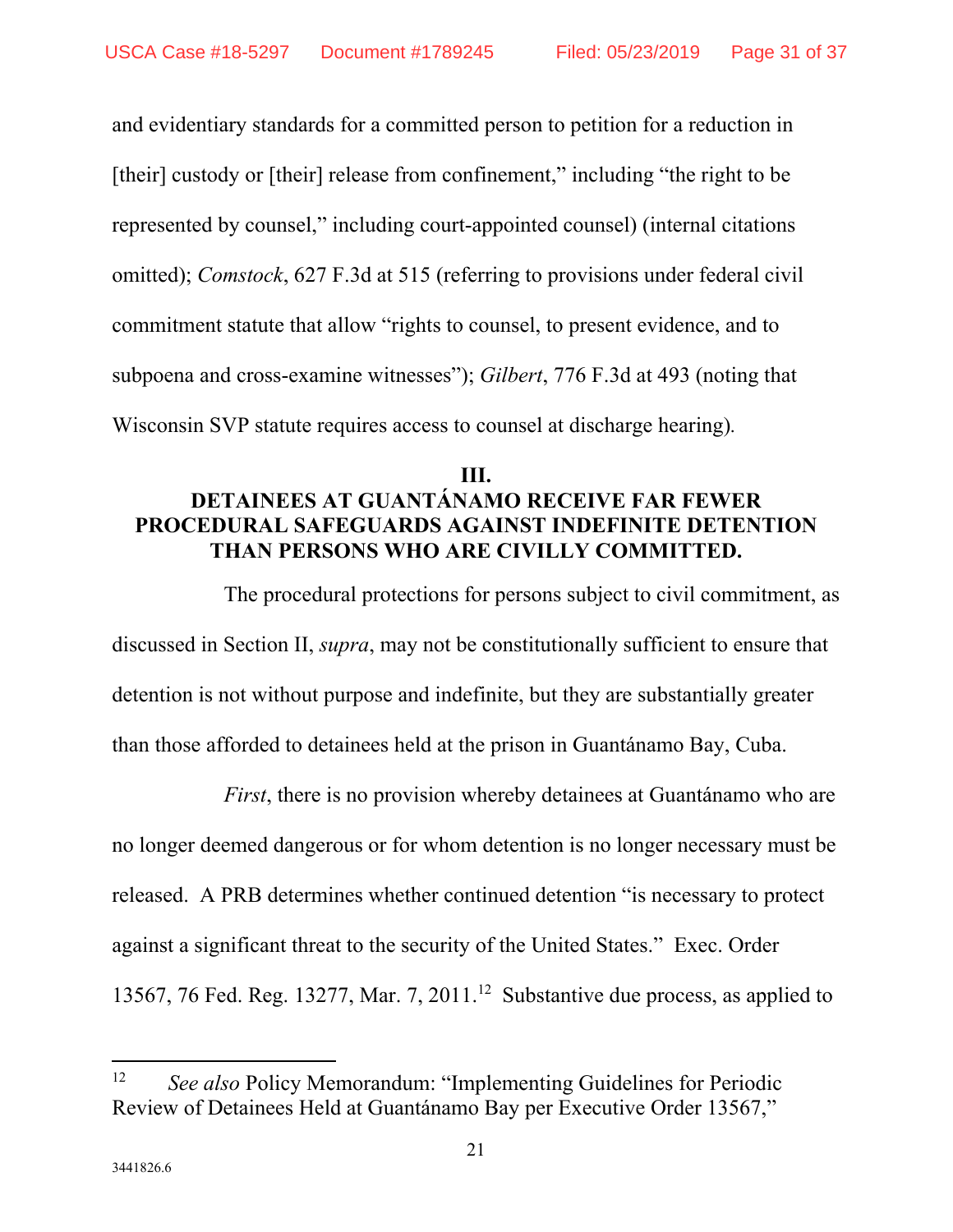and evidentiary standards for a committed person to petition for a reduction in [their] custody or [their] release from confinement," including "the right to be represented by counsel," including court-appointed counsel) (internal citations omitted); *Comstock*, 627 F.3d at 515 (referring to provisions under federal civil commitment statute that allow "rights to counsel, to present evidence, and to subpoena and cross-examine witnesses"); *Gilbert*, 776 F.3d at 493 (noting that Wisconsin SVP statute requires access to counsel at discharge hearing).

## III. DETAINEES AT GUANTÁNAMO RECEIVE FAR FEWER PROCEDURAL SAFEGUARDS AGAINST INDEFINITE DETENTION THAN PERSONS WHO ARE CIVILLY COMMITTED.

The procedural protections for persons subject to civil commitment, as discussed in Section II, *supra*, may not be constitutionally sufficient to ensure that detention is not without purpose and indefinite, but they are substantially greater than those afforded to detainees held at the prison in Guantánamo Bay, Cuba.

*First*, there is no provision whereby detainees at Guantánamo who are no longer deemed dangerous or for whom detention is no longer necessary must be released. A PRB determines whether continued detention "is necessary to protect against a significant threat to the security of the United States." Exec. Order 13567, 76 Fed. Reg. 13277, Mar. 7, 2011.[12] Substantive due process, as applied to

[12] *See also* Policy Memorandum: "Implementing Guidelines for Periodic Review of Detainees Held at Guantánamo Bay per Executive Order 13567,"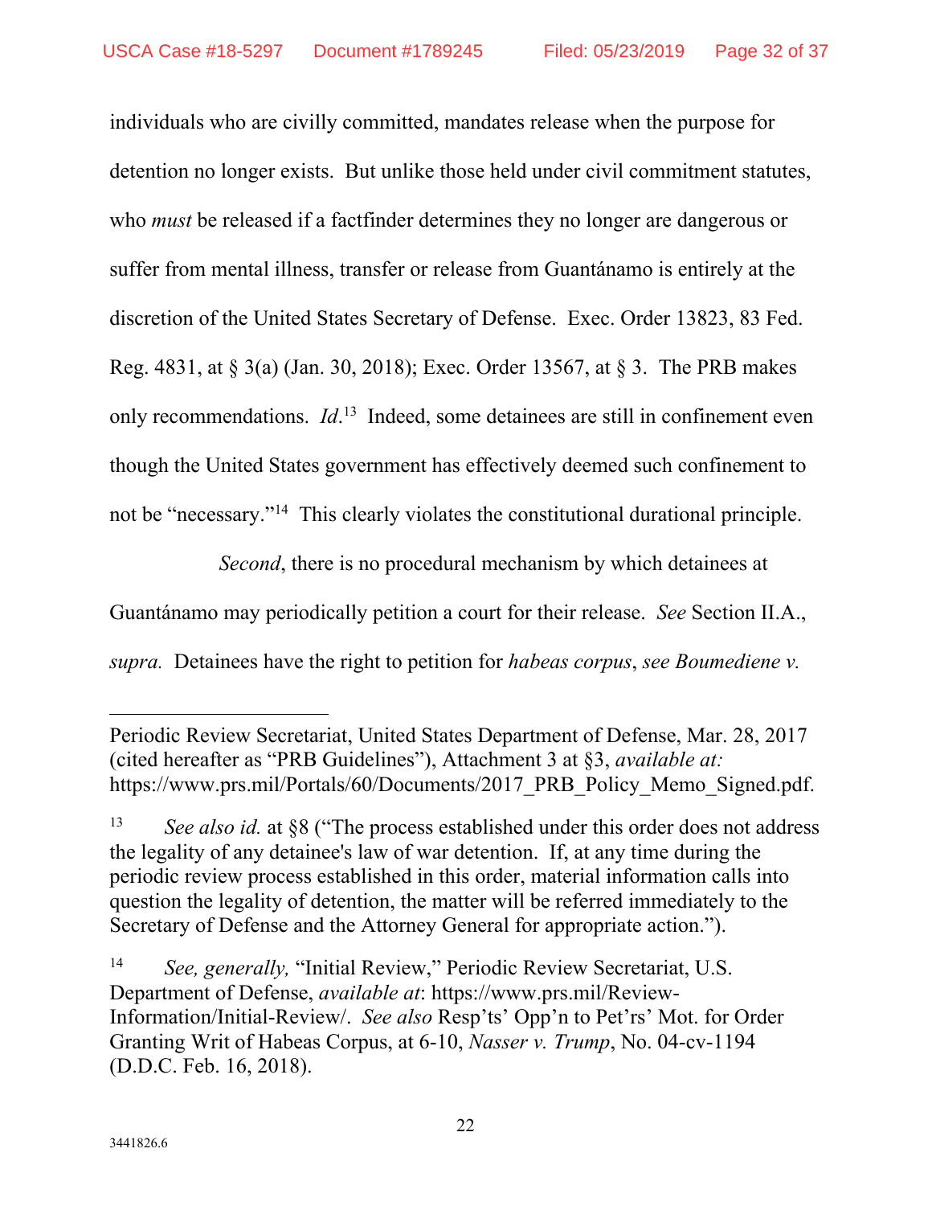individuals who are civilly committed, mandates release when the purpose for detention no longer exists. But unlike those held under civil commitment statutes, who *must* be released if a factfinder determines they no longer are dangerous or suffer from mental illness, transfer or release from Guantánamo is entirely at the discretion of the United States Secretary of Defense. Exec. Order 13823, 83 Fed. Reg. 4831, at § 3(a) (Jan. 30, 2018); Exec. Order 13567, at § 3. The PRB makes only recommendations. *Id*.[13] Indeed, some detainees are still in confinement even though the United States government has effectively deemed such confinement to not be "necessary."[14] This clearly violates the constitutional durational principle.

*Second*, there is no procedural mechanism by which detainees at Guantánamo may periodically petition a court for their release. *See* Section II.A., *supra.* Detainees have the right to petition for *habeas corpus*, *see Boumediene v.*

---

Periodic Review Secretariat, United States Department of Defense, Mar. 28, 2017 (cited hereafter as "PRB Guidelines"), Attachment 3 at §3, *available at:* https://www.prs.mil/Portals/60/Documents/2017_PRB_Policy_Memo_Signed.pdf.

[13] *See also id.* at §8 ("The process established under this order does not address the legality of any detainee's law of war detention. If, at any time during the periodic review process established in this order, material information calls into question the legality of detention, the matter will be referred immediately to the Secretary of Defense and the Attorney General for appropriate action.").

[14] *See, generally,* "Initial Review," Periodic Review Secretariat, U.S. Department of Defense, *available at*: https://www.prs.mil/Review-Information/Initial-Review/. *See also* Resp'ts' Opp'n to Pet'rs' Mot. for Order Granting Writ of Habeas Corpus, at 6-10, *Nasser v. Trump*, No. 04-cv-1194 (D.D.C. Feb. 16, 2018).

3441826.6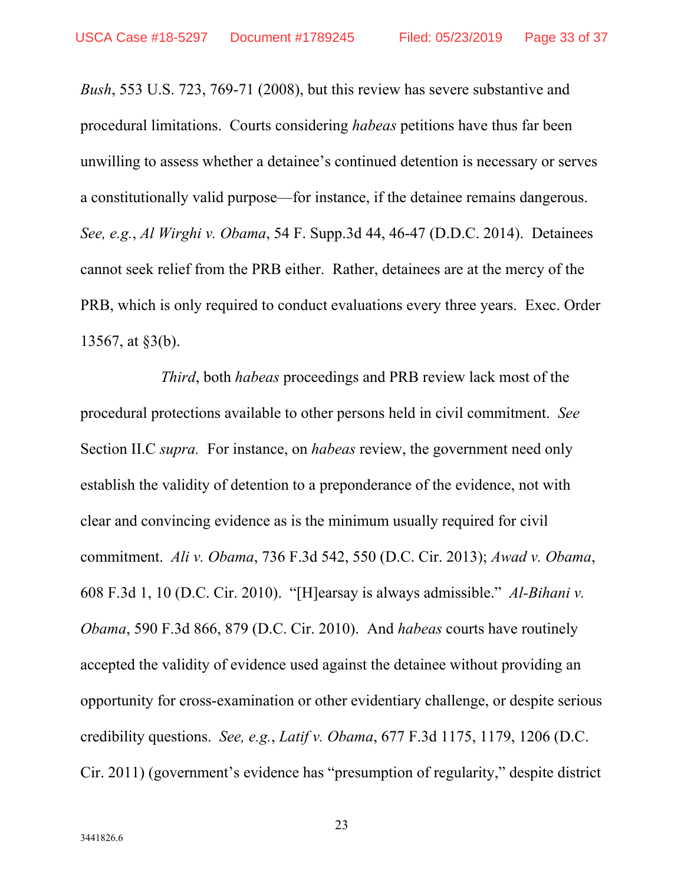*Bush*, 553 U.S. 723, 769-71 (2008), but this review has severe substantive and procedural limitations. Courts considering *habeas* petitions have thus far been unwilling to assess whether a detainee's continued detention is necessary or serves a constitutionally valid purpose—for instance, if the detainee remains dangerous. *See, e.g.*, *Al Wirghi v. Obama*, 54 F. Supp.3d 44, 46-47 (D.D.C. 2014). Detainees cannot seek relief from the PRB either. Rather, detainees are at the mercy of the PRB, which is only required to conduct evaluations every three years. Exec. Order 13567, at §3(b).

*Third*, both *habeas* proceedings and PRB review lack most of the procedural protections available to other persons held in civil commitment. *See* Section II.C *supra.* For instance, on *habeas* review, the government need only establish the validity of detention to a preponderance of the evidence, not with clear and convincing evidence as is the minimum usually required for civil commitment. *Ali v. Obama*, 736 F.3d 542, 550 (D.C. Cir. 2013); *Awad v. Obama*, 608 F.3d 1, 10 (D.C. Cir. 2010). "[H]earsay is always admissible." *Al-Bihani v. Obama*, 590 F.3d 866, 879 (D.C. Cir. 2010). And *habeas* courts have routinely accepted the validity of evidence used against the detainee without providing an opportunity for cross-examination or other evidentiary challenge, or despite serious credibility questions. *See, e.g.*, *Latif v. Obama*, 677 F.3d 1175, 1179, 1206 (D.C. Cir. 2011) (government's evidence has "presumption of regularity," despite district

3441826.6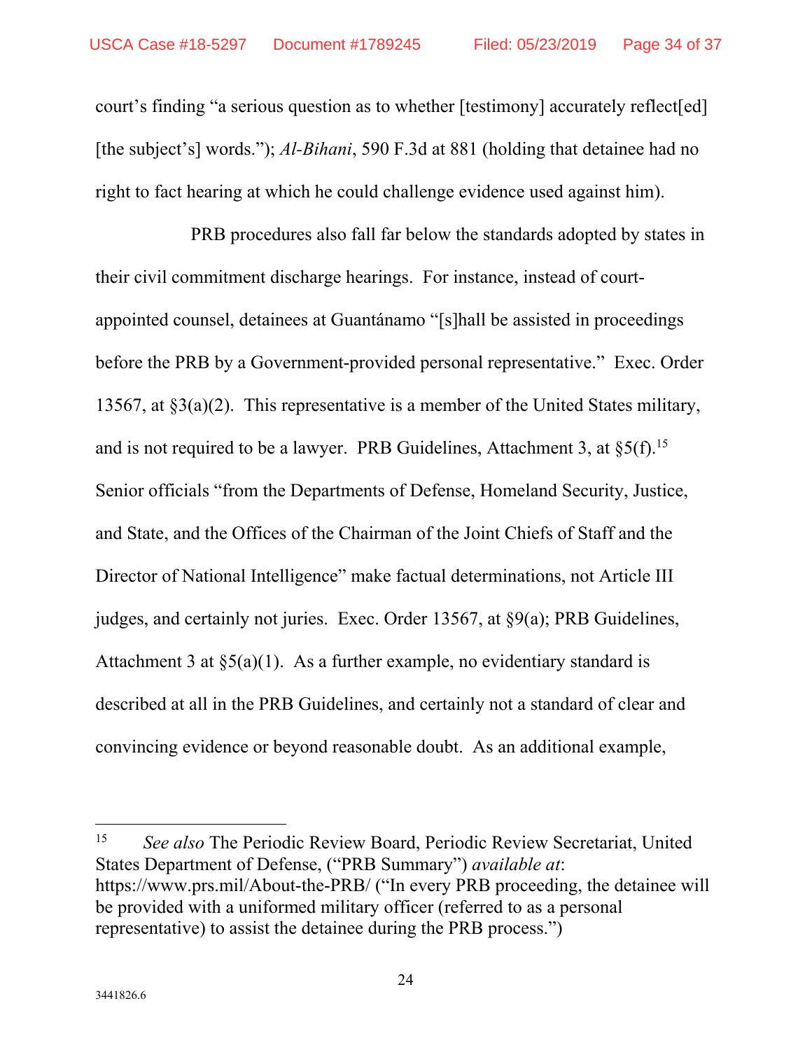court's finding "a serious question as to whether [testimony] accurately reflect[ed] [the subject's] words."); *Al-Bihani*, 590 F.3d at 881 (holding that detainee had no right to fact hearing at which he could challenge evidence used against him).

PRB procedures also fall far below the standards adopted by states in their civil commitment discharge hearings. For instance, instead of court-appointed counsel, detainees at Guantánamo "[s]hall be assisted in proceedings before the PRB by a Government-provided personal representative." Exec. Order 13567, at §3(a)(2). This representative is a member of the United States military, and is not required to be a lawyer. PRB Guidelines, Attachment 3, at §5(f).[15] Senior officials "from the Departments of Defense, Homeland Security, Justice, and State, and the Offices of the Chairman of the Joint Chiefs of Staff and the Director of National Intelligence" make factual determinations, not Article III judges, and certainly not juries. Exec. Order 13567, at §9(a); PRB Guidelines, Attachment 3 at §5(a)(1). As a further example, no evidentiary standard is described at all in the PRB Guidelines, and certainly not a standard of clear and convincing evidence or beyond reasonable doubt. As an additional example,

---

[15] *See also* The Periodic Review Board, Periodic Review Secretariat, United States Department of Defense, ("PRB Summary") *available at*: https://www.prs.mil/About-the-PRB/ ("In every PRB proceeding, the detainee will be provided with a uniformed military officer (referred to as a personal representative) to assist the detainee during the PRB process.")

3441826.6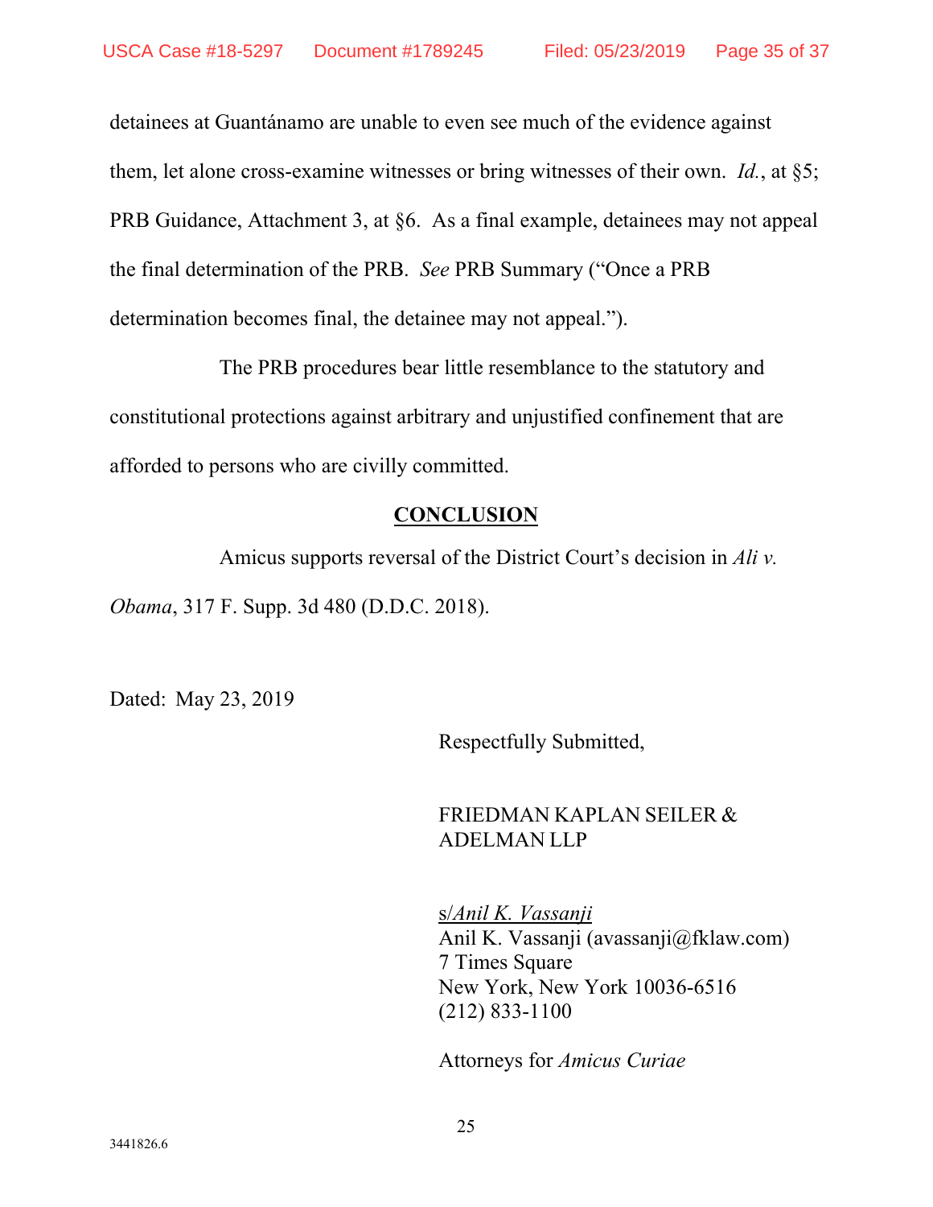detainees at Guantánamo are unable to even see much of the evidence against them, let alone cross-examine witnesses or bring witnesses of their own. *Id.*, at §5; PRB Guidance, Attachment 3, at §6. As a final example, detainees may not appeal the final determination of the PRB. *See* PRB Summary ("Once a PRB determination becomes final, the detainee may not appeal.").

The PRB procedures bear little resemblance to the statutory and constitutional protections against arbitrary and unjustified confinement that are afforded to persons who are civilly committed.

## CONCLUSION

Amicus supports reversal of the District Court's decision in *Ali v. Obama*, 317 F. Supp. 3d 480 (D.D.C. 2018).

Dated: May 23, 2019

Respectfully Submitted,

FRIEDMAN KAPLAN SEILER & ADELMAN LLP

s/*Anil K. Vassanji*
Anil K. Vassanji (avassanji@fklaw.com)
7 Times Square
New York, New York 10036-6516
(212) 833-1100

Attorneys for *Amicus Curiae*

3441826.6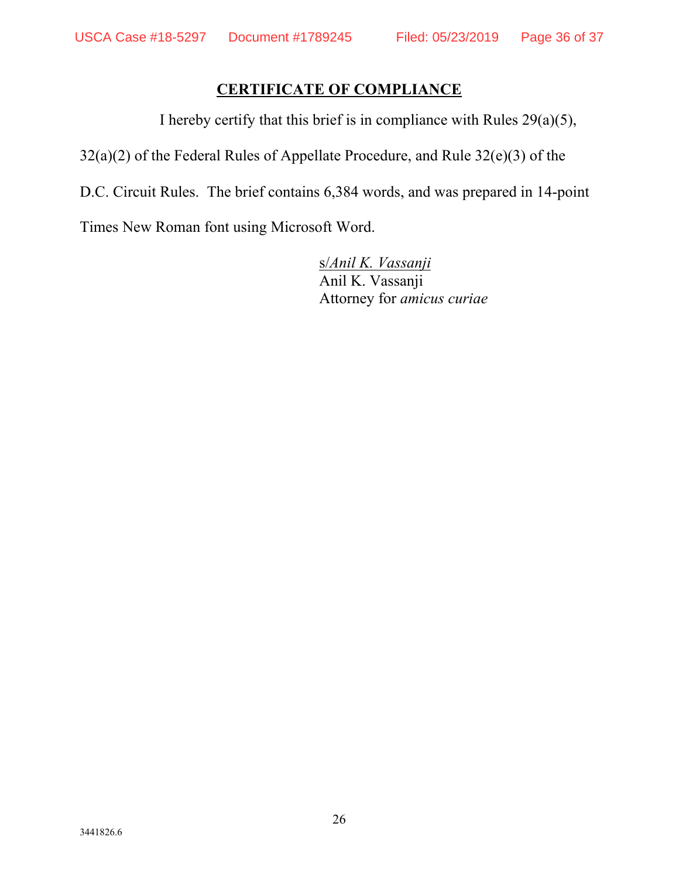## CERTIFICATE OF COMPLIANCE

I hereby certify that this brief is in compliance with Rules 29(a)(5), 32(a)(2) of the Federal Rules of Appellate Procedure, and Rule 32(e)(3) of the D.C. Circuit Rules. The brief contains 6,384 words, and was prepared in 14-point Times New Roman font using Microsoft Word.

s/*Anil K. Vassanji*
Anil K. Vassanji
Attorney for *amicus curiae*

3441826.6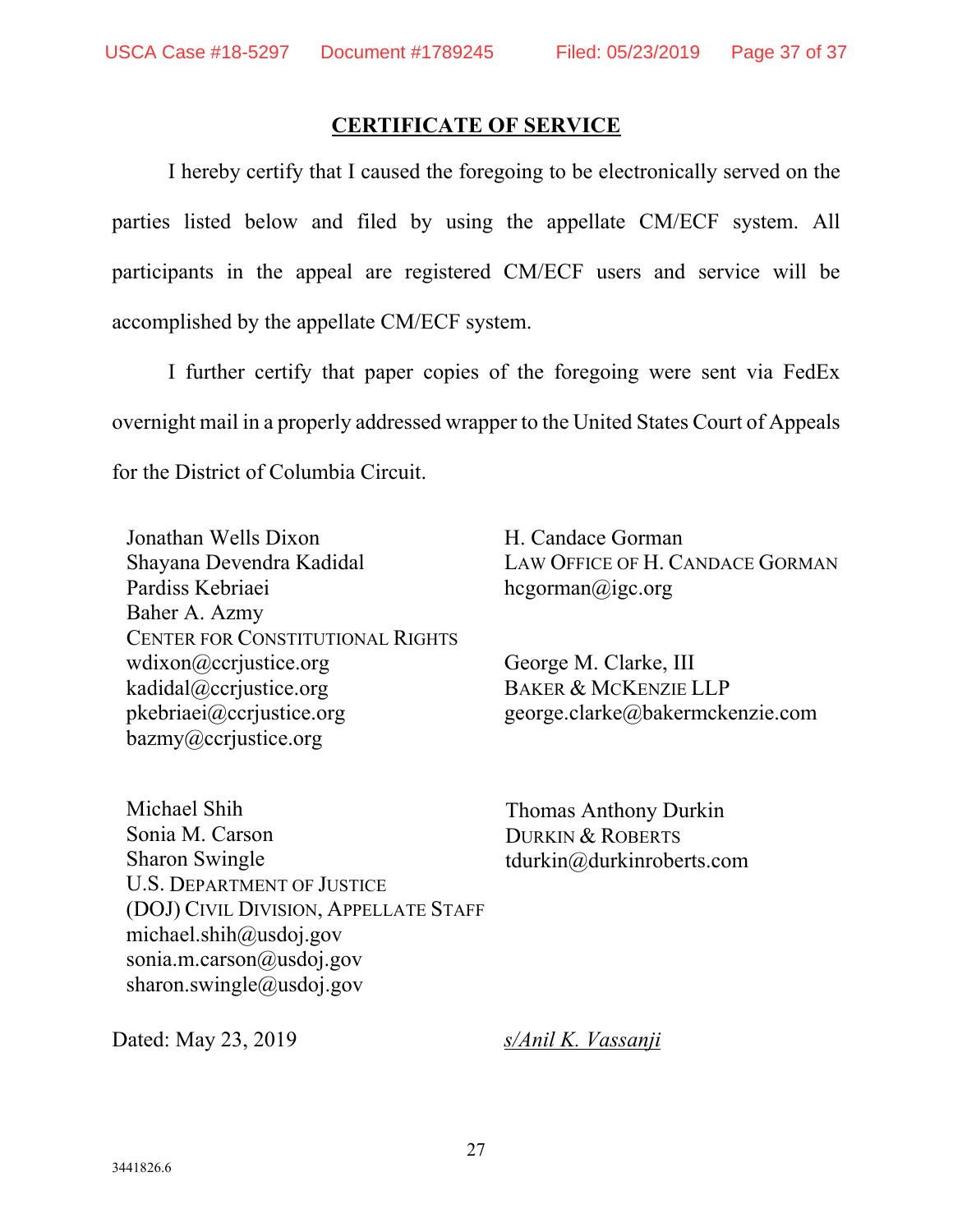# CERTIFICATE OF SERVICE

I hereby certify that I caused the foregoing to be electronically served on the parties listed below and filed by using the appellate CM/ECF system. All participants in the appeal are registered CM/ECF users and service will be accomplished by the appellate CM/ECF system.

I further certify that paper copies of the foregoing were sent via FedEx overnight mail in a properly addressed wrapper to the United States Court of Appeals for the District of Columbia Circuit.

Jonathan Wells Dixon
Shayana Devendra Kadidal
Pardiss Kebriaei
Baher A. Azmy
CENTER FOR CONSTITUTIONAL RIGHTS
wdixon@ccrjustice.org
kadidal@ccrjustice.org
pkebriaei@ccrjustice.org
bazmy@ccrjustice.org

H. Candace Gorman
LAW OFFICE OF H. CANDACE GORMAN
hcgorman@igc.org

George M. Clarke, III
BAKER & MCKENZIE LLP
george.clarke@bakermckenzie.com

Michael Shih
Sonia M. Carson
Sharon Swingle
U.S. DEPARTMENT OF JUSTICE
(DOJ) CIVIL DIVISION, APPELLATE STAFF
michael.shih@usdoj.gov
sonia.m.carson@usdoj.gov
sharon.swingle@usdoj.gov

Thomas Anthony Durkin
DURKIN & ROBERTS
tdurkin@durkinroberts.com

Dated: May 23, 2019

*s/Anil K. Vassanji*

3441826.6